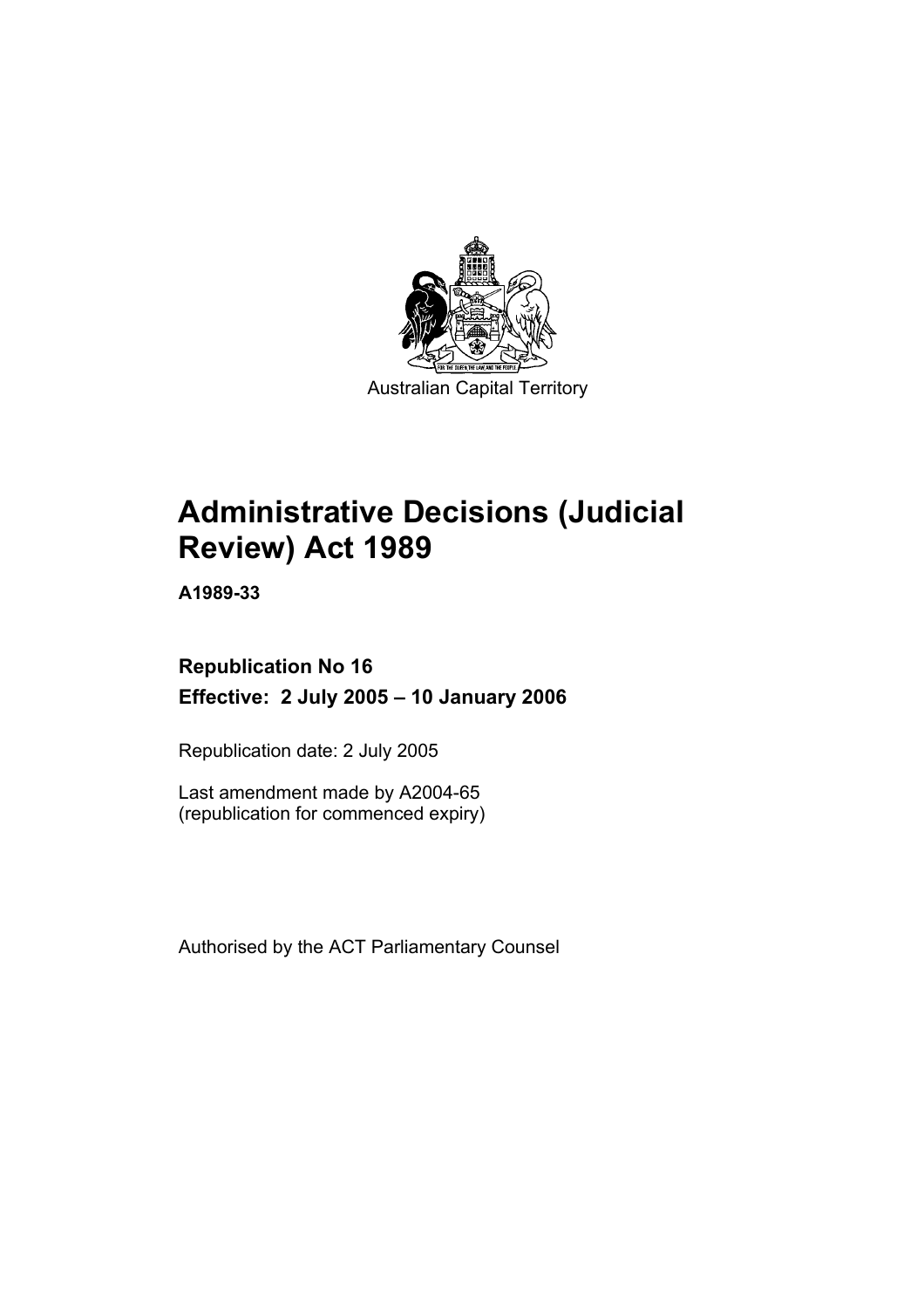Australian Capital Territory

# Administrative Decisions (Judicial Review) Act 1989

**A1989-33**

**Republication No 16**

**Effective: 2 July 2005 – 10 January 2006**

Republication date: 2 July 2005

Last amendment made by A2004-65
(republication for commenced expiry)

Authorised by the ACT Parliamentary Counsel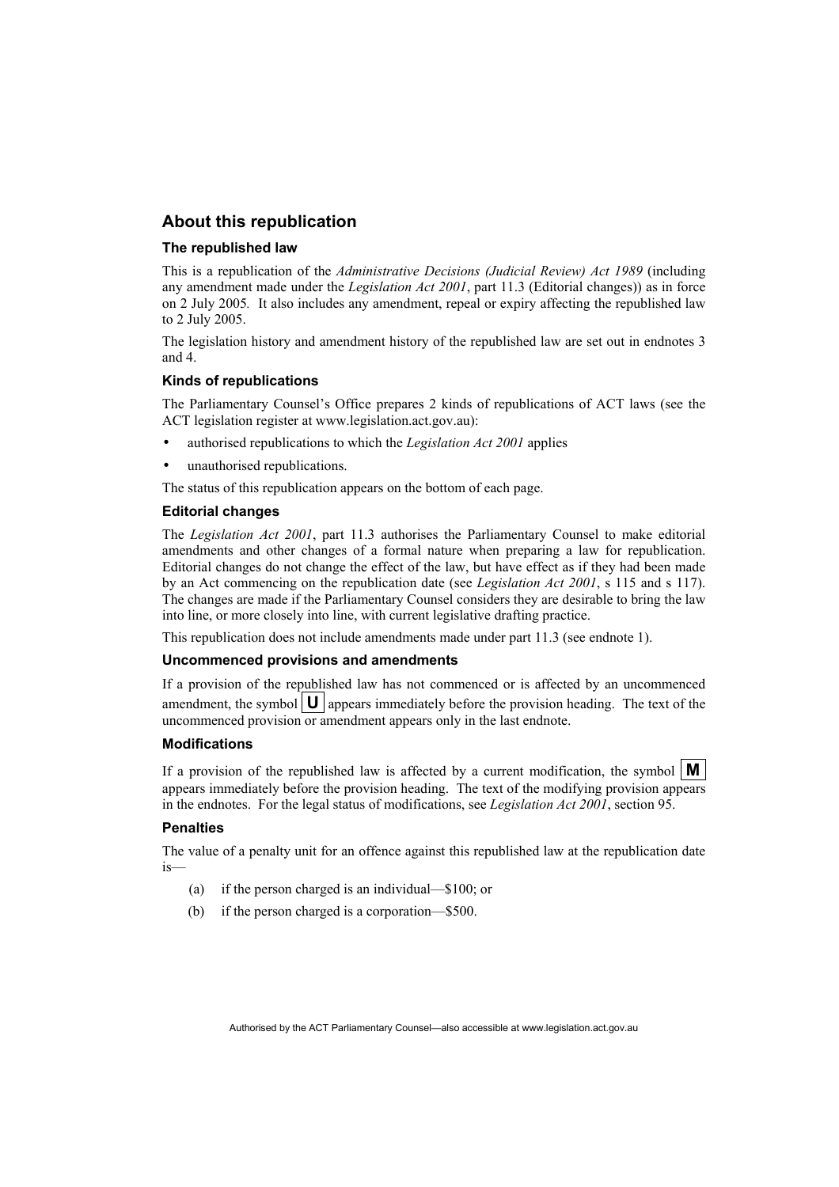## About this republication

### The republished law

This is a republication of the *Administrative Decisions (Judicial Review) Act 1989* (including any amendment made under the *Legislation Act 2001*, part 11.3 (Editorial changes)) as in force on 2 July 2005*.* It also includes any amendment, repeal or expiry affecting the republished law to 2 July 2005.

The legislation history and amendment history of the republished law are set out in endnotes 3 and 4.

### Kinds of republications

The Parliamentary Counsel's Office prepares 2 kinds of republications of ACT laws (see the ACT legislation register at www.legislation.act.gov.au):

- authorised republications to which the *Legislation Act 2001* applies
- unauthorised republications.

The status of this republication appears on the bottom of each page.

### Editorial changes

The *Legislation Act 2001*, part 11.3 authorises the Parliamentary Counsel to make editorial amendments and other changes of a formal nature when preparing a law for republication. Editorial changes do not change the effect of the law, but have effect as if they had been made by an Act commencing on the republication date (see *Legislation Act 2001*, s 115 and s 117). The changes are made if the Parliamentary Counsel considers they are desirable to bring the law into line, or more closely into line, with current legislative drafting practice.

This republication does not include amendments made under part 11.3 (see endnote 1).

### Uncommenced provisions and amendments

If a provision of the republished law has not commenced or is affected by an uncommenced amendment, the symbol **U** appears immediately before the provision heading. The text of the uncommenced provision or amendment appears only in the last endnote.

### Modifications

If a provision of the republished law is affected by a current modification, the symbol **M** appears immediately before the provision heading. The text of the modifying provision appears in the endnotes. For the legal status of modifications, see *Legislation Act 2001*, section 95.

### Penalties

The value of a penalty unit for an offence against this republished law at the republication date is—

(a) if the person charged is an individual—$100; or

(b) if the person charged is a corporation—$500.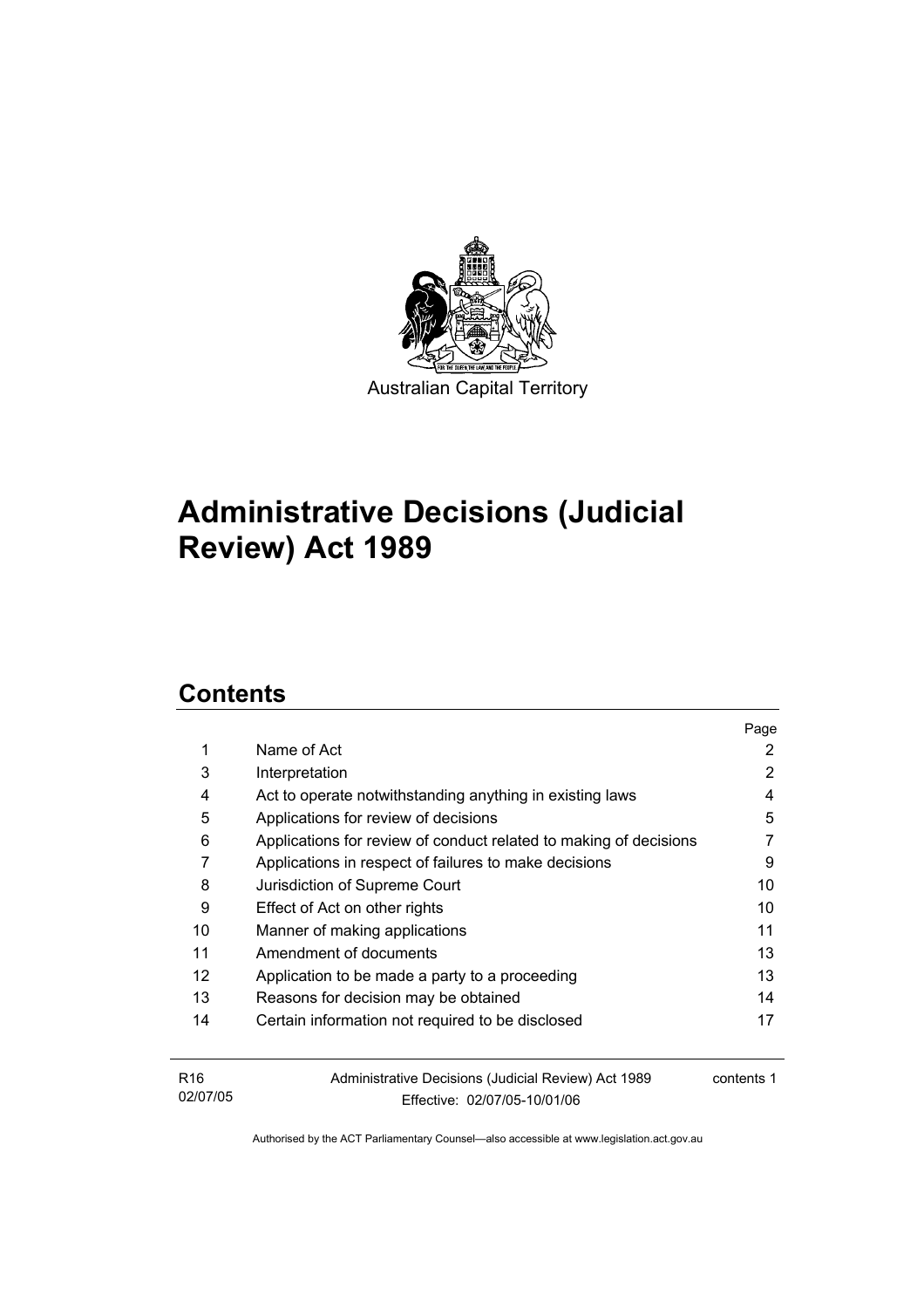Australian Capital Territory

# Administrative Decisions (Judicial Review) Act 1989

## Contents

| | | Page |
|---|---|---|
| 1 | Name of Act | 2 |
| 3 | Interpretation | 2 |
| 4 | Act to operate notwithstanding anything in existing laws | 4 |
| 5 | Applications for review of decisions | 5 |
| 6 | Applications for review of conduct related to making of decisions | 7 |
| 7 | Applications in respect of failures to make decisions | 9 |
| 8 | Jurisdiction of Supreme Court | 10 |
| 9 | Effect of Act on other rights | 10 |
| 10 | Manner of making applications | 11 |
| 11 | Amendment of documents | 13 |
| 12 | Application to be made a party to a proceeding | 13 |
| 13 | Reasons for decision may be obtained | 14 |
| 14 | Certain information not required to be disclosed | 17 |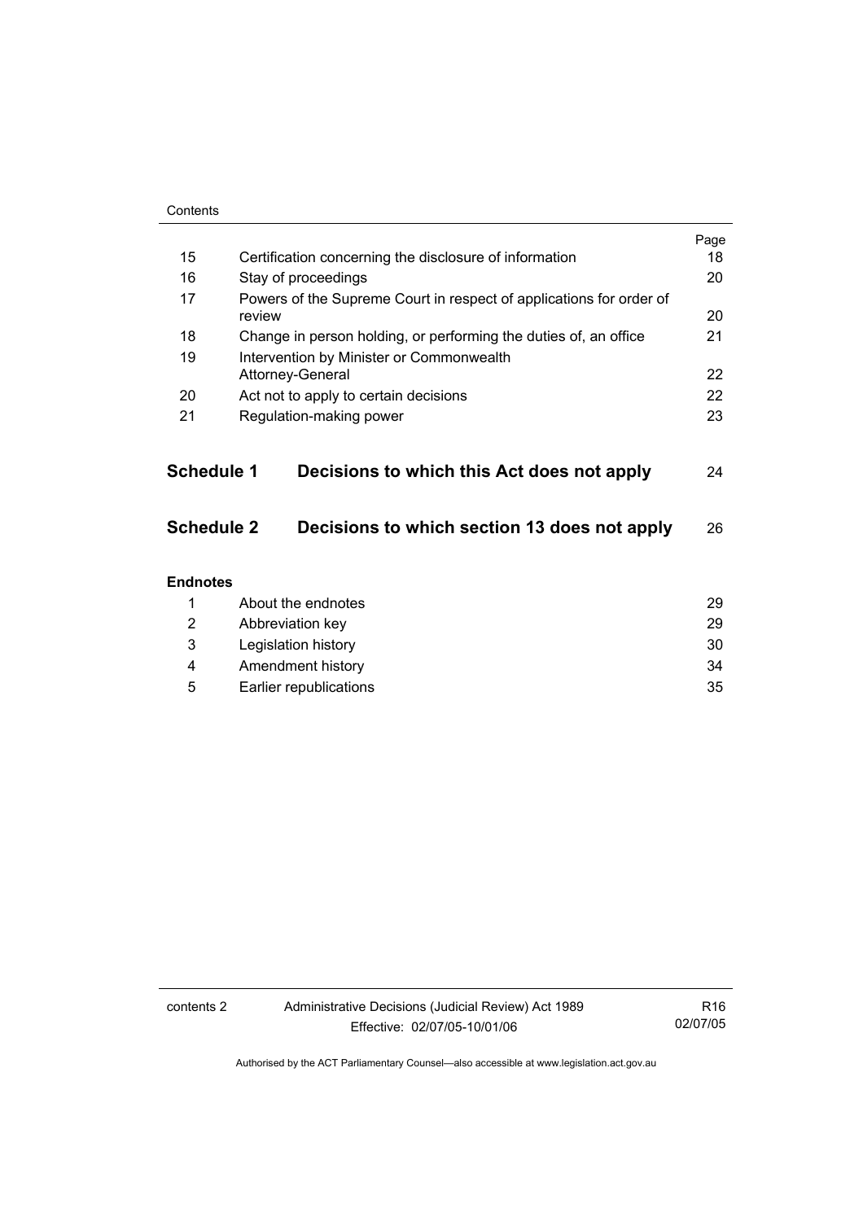| | | Page |
|---|---|---|
| 15 | Certification concerning the disclosure of information | 18 |
| 16 | Stay of proceedings | 20 |
| 17 | Powers of the Supreme Court in respect of applications for order of review | 20 |
| 18 | Change in person holding, or performing the duties of, an office | 21 |
| 19 | Intervention by Minister or Commonwealth Attorney-General | 22 |
| 20 | Act not to apply to certain decisions | 22 |
| 21 | Regulation-making power | 23 |

**Schedule 1 Decisions to which this Act does not apply** 24

**Schedule 2 Decisions to which section 13 does not apply** 26

**Endnotes**

| | | |
|---|---|---|
| 1 | About the endnotes | 29 |
| 2 | Abbreviation key | 29 |
| 3 | Legislation history | 30 |
| 4 | Amendment history | 34 |
| 5 | Earlier republications | 35 |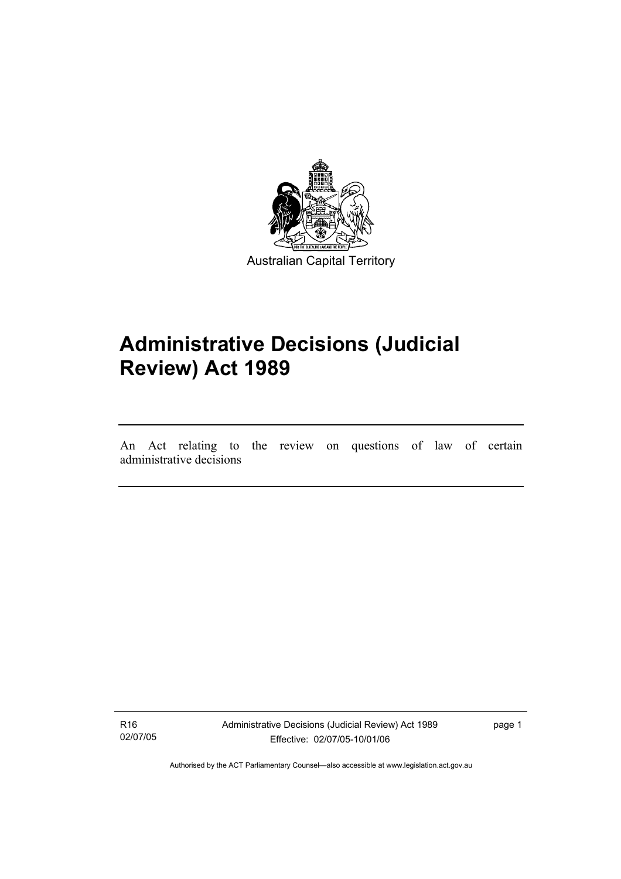Australian Capital Territory

# Administrative Decisions (Judicial Review) Act 1989

An Act relating to the review on questions of law of certain administrative decisions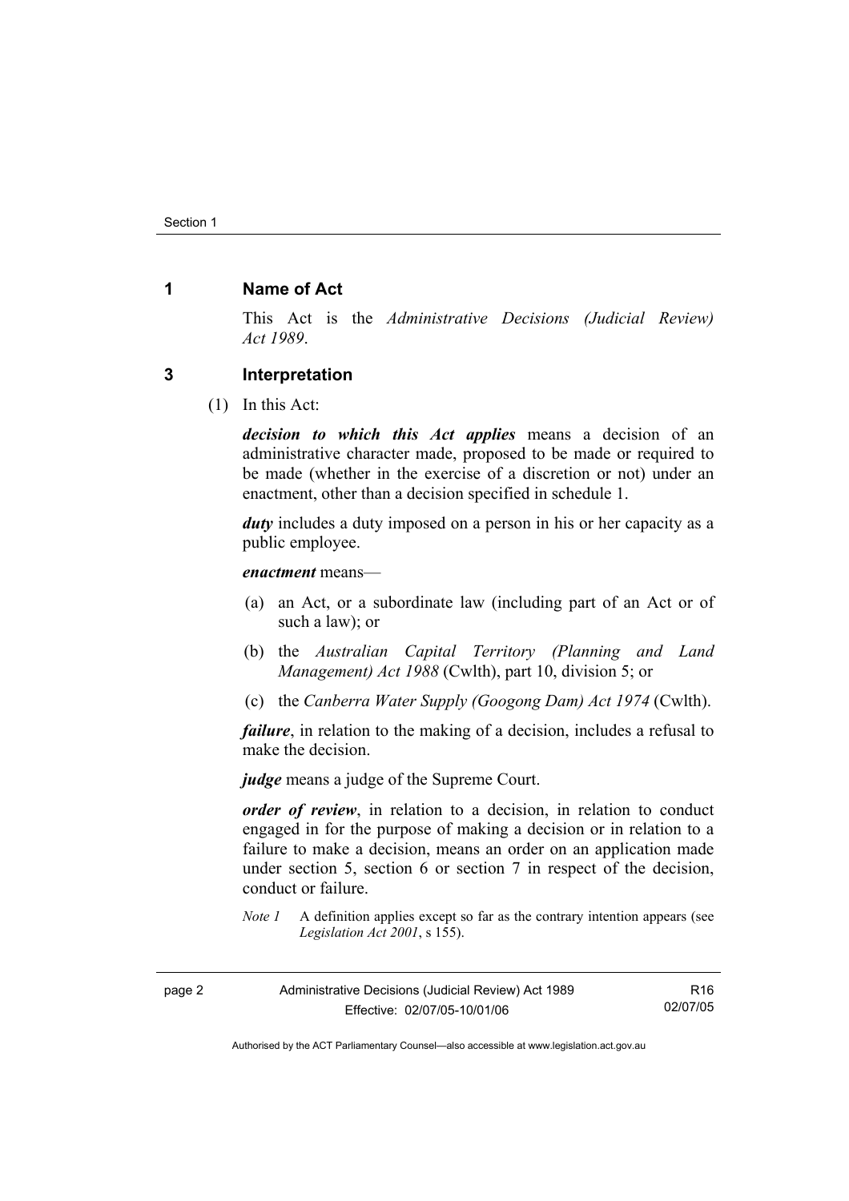## 1 Name of Act

This Act is the *Administrative Decisions (Judicial Review) Act 1989*.

## 3 Interpretation

(1) In this Act:

***decision to which this Act applies*** means a decision of an administrative character made, proposed to be made or required to be made (whether in the exercise of a discretion or not) under an enactment, other than a decision specified in schedule 1.

***duty*** includes a duty imposed on a person in his or her capacity as a public employee.

***enactment*** means—

(a) an Act, or a subordinate law (including part of an Act or of such a law); or

(b) the *Australian Capital Territory (Planning and Land Management) Act 1988* (Cwlth), part 10, division 5; or

(c) the *Canberra Water Supply (Googong Dam) Act 1974* (Cwlth).

***failure***, in relation to the making of a decision, includes a refusal to make the decision.

***judge*** means a judge of the Supreme Court.

***order of review***, in relation to a decision, in relation to conduct engaged in for the purpose of making a decision or in relation to a failure to make a decision, means an order on an application made under section 5, section 6 or section 7 in respect of the decision, conduct or failure.

*Note 1* A definition applies except so far as the contrary intention appears (see *Legislation Act 2001*, s 155).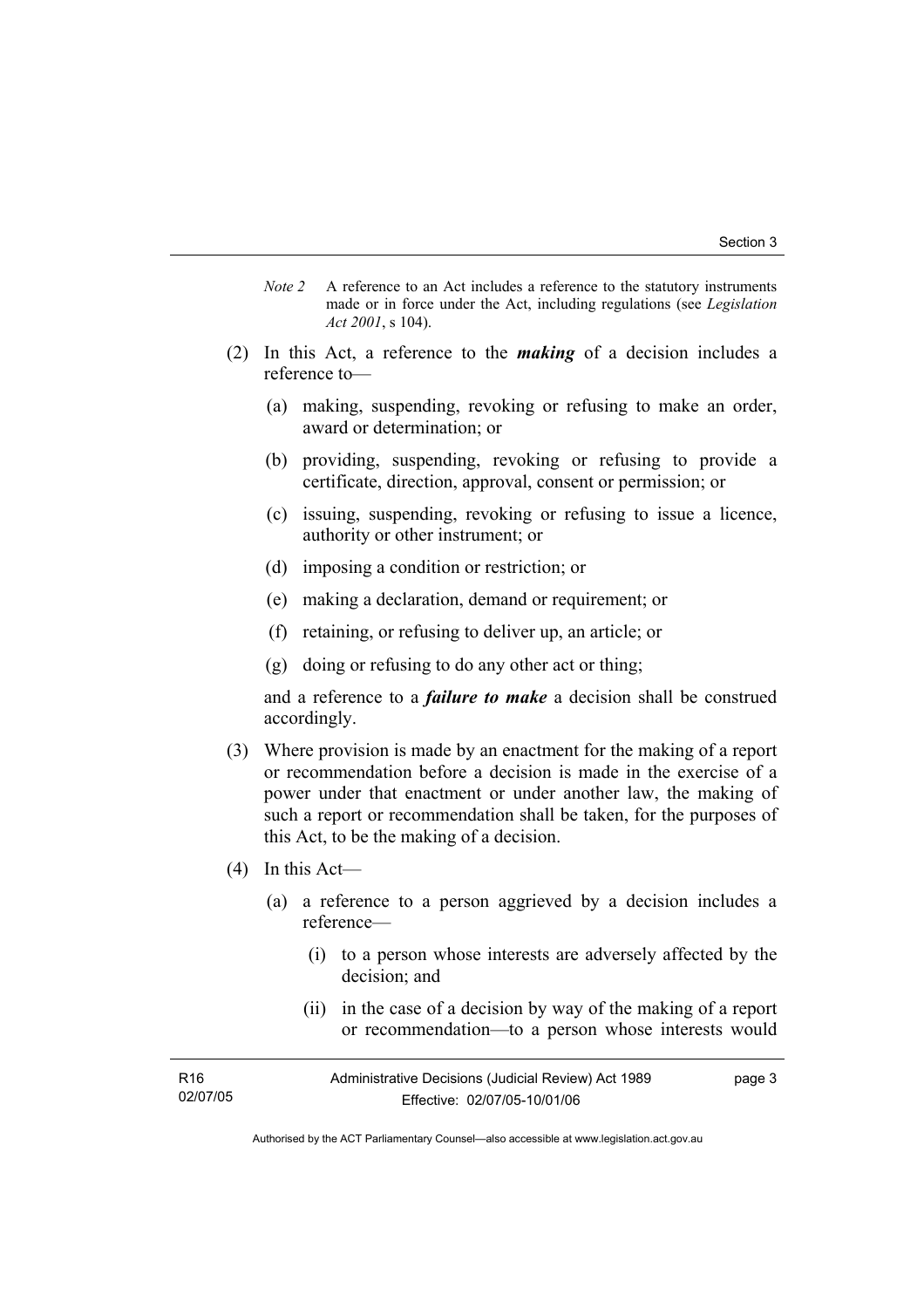*Note 2* A reference to an Act includes a reference to the statutory instruments made or in force under the Act, including regulations (see *Legislation Act 2001*, s 104).

(2) In this Act, a reference to the ***making*** of a decision includes a reference to—

  (a) making, suspending, revoking or refusing to make an order, award or determination; or

  (b) providing, suspending, revoking or refusing to provide a certificate, direction, approval, consent or permission; or

  (c) issuing, suspending, revoking or refusing to issue a licence, authority or other instrument; or

  (d) imposing a condition or restriction; or

  (e) making a declaration, demand or requirement; or

  (f) retaining, or refusing to deliver up, an article; or

  (g) doing or refusing to do any other act or thing;

  and a reference to a ***failure to make*** a decision shall be construed accordingly.

(3) Where provision is made by an enactment for the making of a report or recommendation before a decision is made in the exercise of a power under that enactment or under another law, the making of such a report or recommendation shall be taken, for the purposes of this Act, to be the making of a decision.

(4) In this Act—

  (a) a reference to a person aggrieved by a decision includes a reference—

    (i) to a person whose interests are adversely affected by the decision; and

    (ii) in the case of a decision by way of the making of a report or recommendation—to a person whose interests would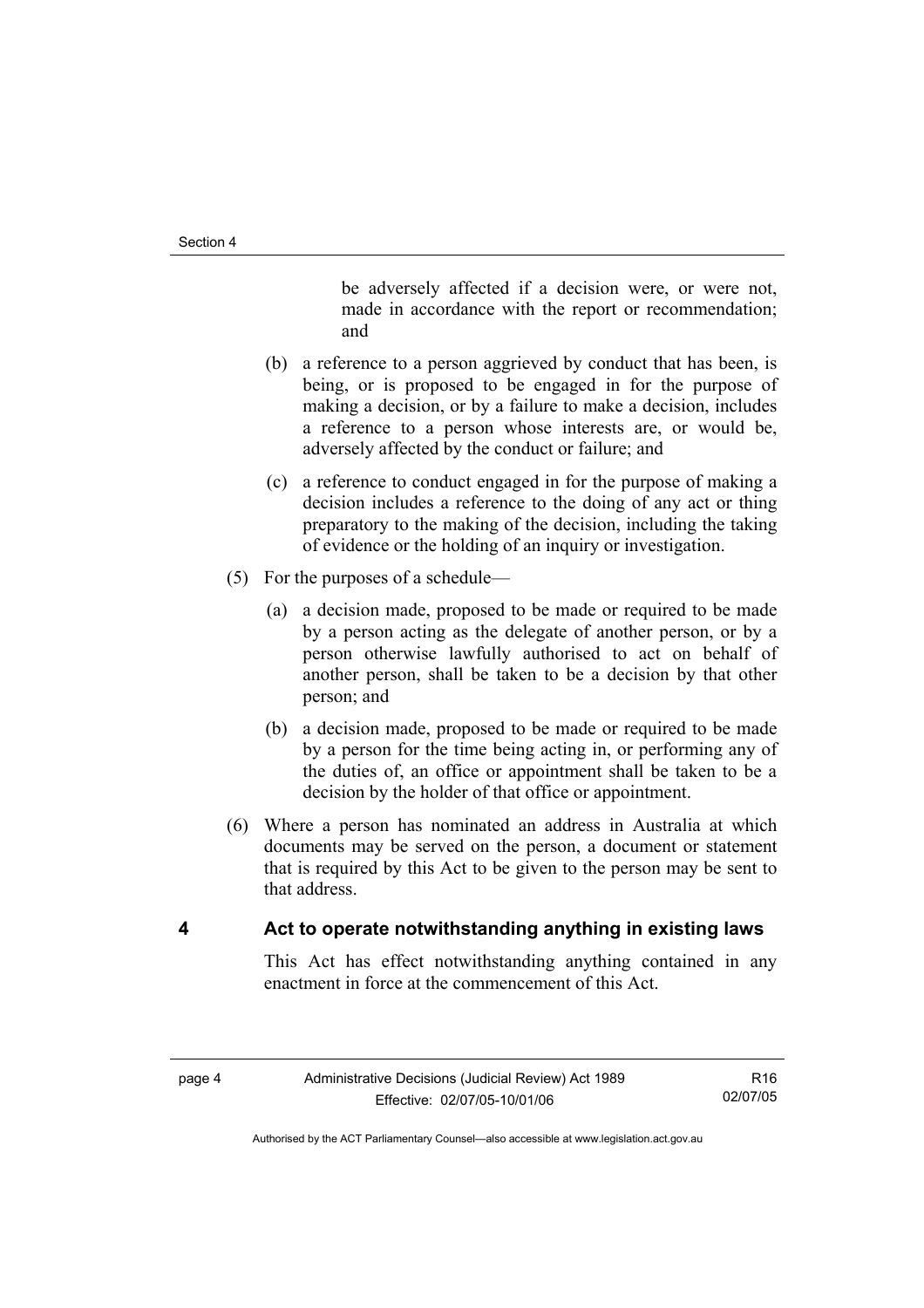be adversely affected if a decision were, or were not, made in accordance with the report or recommendation; and

(b) a reference to a person aggrieved by conduct that has been, is being, or is proposed to be engaged in for the purpose of making a decision, or by a failure to make a decision, includes a reference to a person whose interests are, or would be, adversely affected by the conduct or failure; and

(c) a reference to conduct engaged in for the purpose of making a decision includes a reference to the doing of any act or thing preparatory to the making of the decision, including the taking of evidence or the holding of an inquiry or investigation.

(5) For the purposes of a schedule—

(a) a decision made, proposed to be made or required to be made by a person acting as the delegate of another person, or by a person otherwise lawfully authorised to act on behalf of another person, shall be taken to be a decision by that other person; and

(b) a decision made, proposed to be made or required to be made by a person for the time being acting in, or performing any of the duties of, an office or appointment shall be taken to be a decision by the holder of that office or appointment.

(6) Where a person has nominated an address in Australia at which documents may be served on the person, a document or statement that is required by this Act to be given to the person may be sent to that address.

## 4 Act to operate notwithstanding anything in existing laws

This Act has effect notwithstanding anything contained in any enactment in force at the commencement of this Act.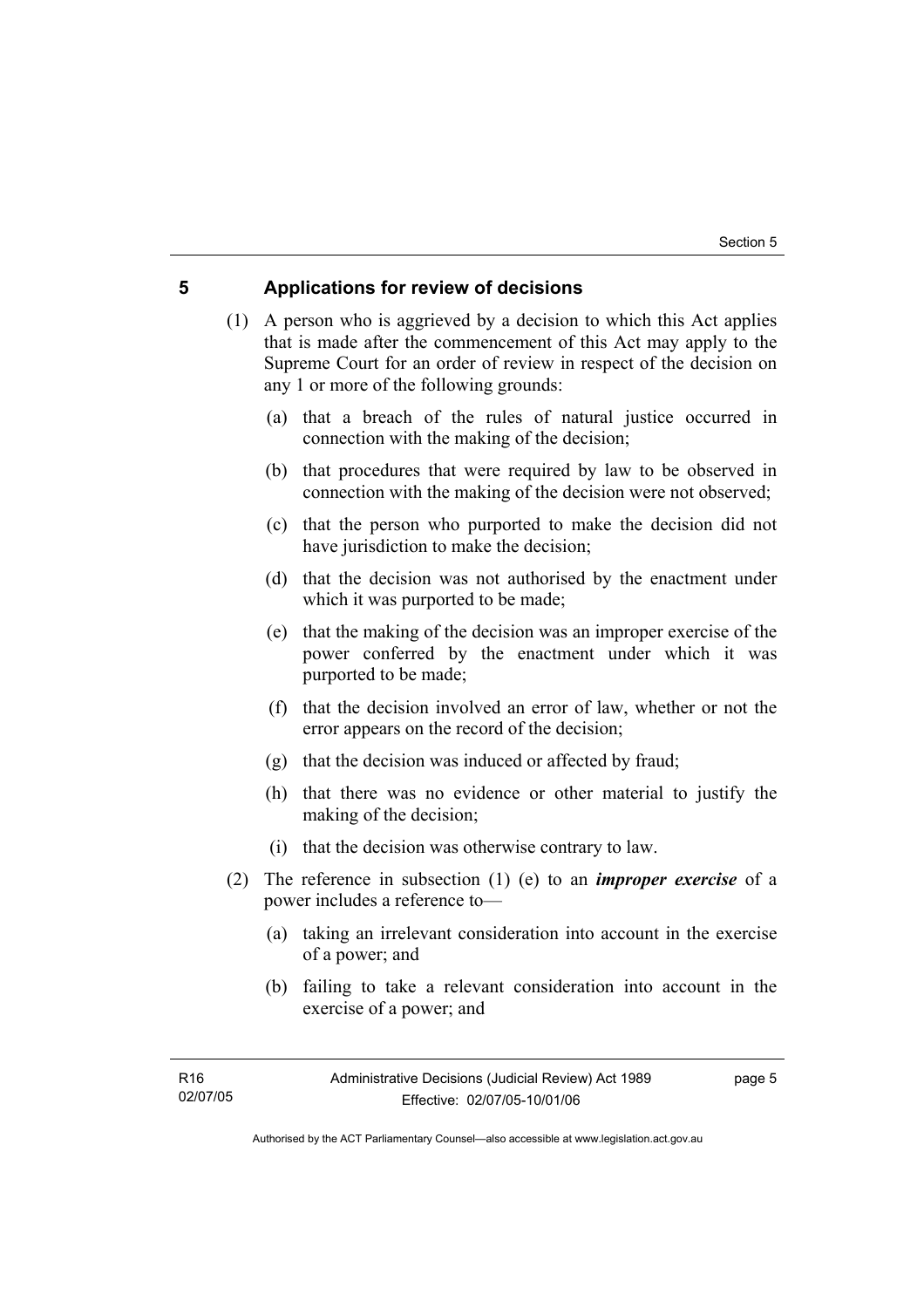## 5 Applications for review of decisions

(1) A person who is aggrieved by a decision to which this Act applies that is made after the commencement of this Act may apply to the Supreme Court for an order of review in respect of the decision on any 1 or more of the following grounds:

(a) that a breach of the rules of natural justice occurred in connection with the making of the decision;

(b) that procedures that were required by law to be observed in connection with the making of the decision were not observed;

(c) that the person who purported to make the decision did not have jurisdiction to make the decision;

(d) that the decision was not authorised by the enactment under which it was purported to be made;

(e) that the making of the decision was an improper exercise of the power conferred by the enactment under which it was purported to be made;

(f) that the decision involved an error of law, whether or not the error appears on the record of the decision;

(g) that the decision was induced or affected by fraud;

(h) that there was no evidence or other material to justify the making of the decision;

(i) that the decision was otherwise contrary to law.

(2) The reference in subsection (1) (e) to an ***improper exercise*** of a power includes a reference to—

(a) taking an irrelevant consideration into account in the exercise of a power; and

(b) failing to take a relevant consideration into account in the exercise of a power; and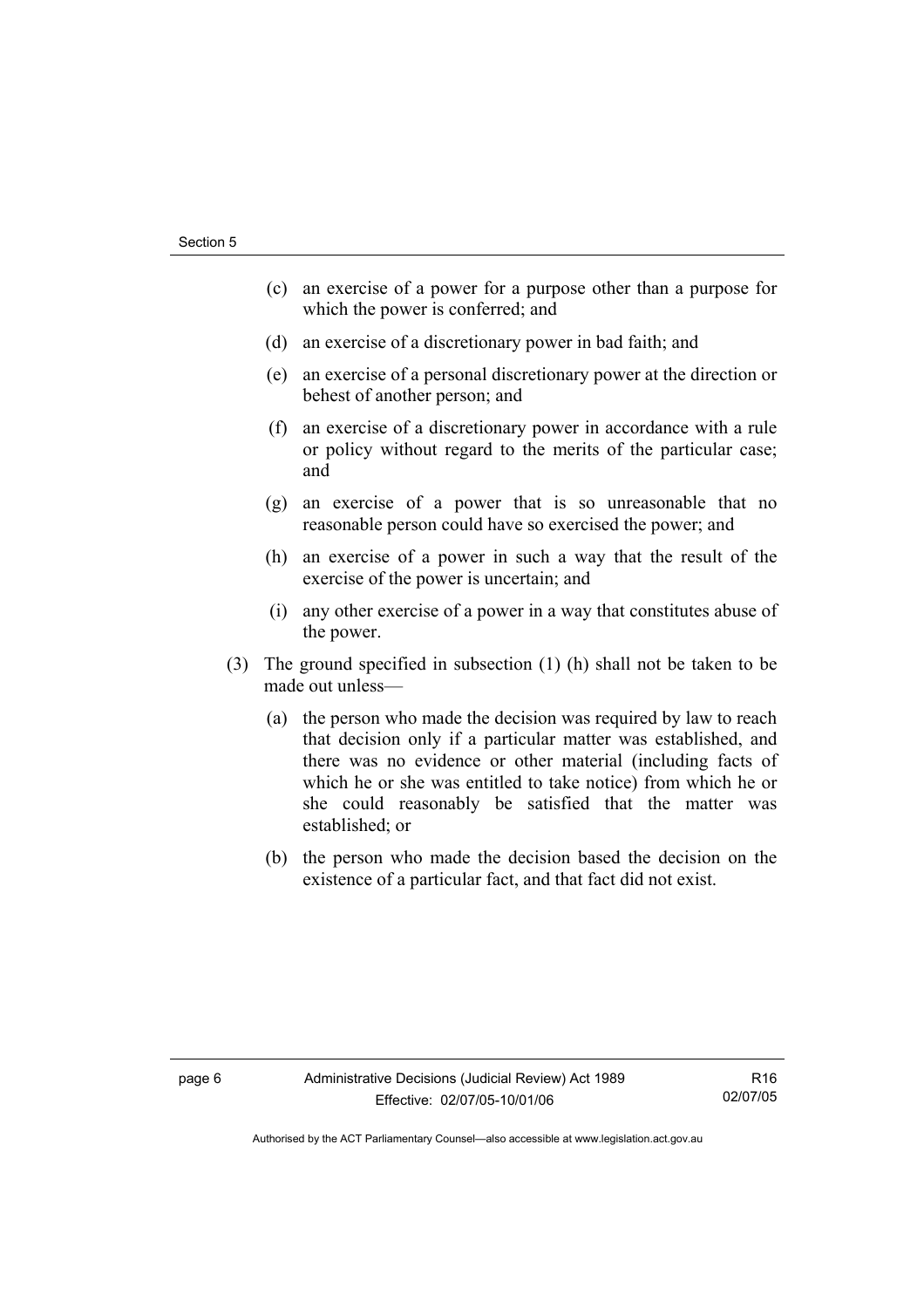(c) an exercise of a power for a purpose other than a purpose for which the power is conferred; and

(d) an exercise of a discretionary power in bad faith; and

(e) an exercise of a personal discretionary power at the direction or behest of another person; and

(f) an exercise of a discretionary power in accordance with a rule or policy without regard to the merits of the particular case; and

(g) an exercise of a power that is so unreasonable that no reasonable person could have so exercised the power; and

(h) an exercise of a power in such a way that the result of the exercise of the power is uncertain; and

(i) any other exercise of a power in a way that constitutes abuse of the power.

(3) The ground specified in subsection (1) (h) shall not be taken to be made out unless—

(a) the person who made the decision was required by law to reach that decision only if a particular matter was established, and there was no evidence or other material (including facts of which he or she was entitled to take notice) from which he or she could reasonably be satisfied that the matter was established; or

(b) the person who made the decision based the decision on the existence of a particular fact, and that fact did not exist.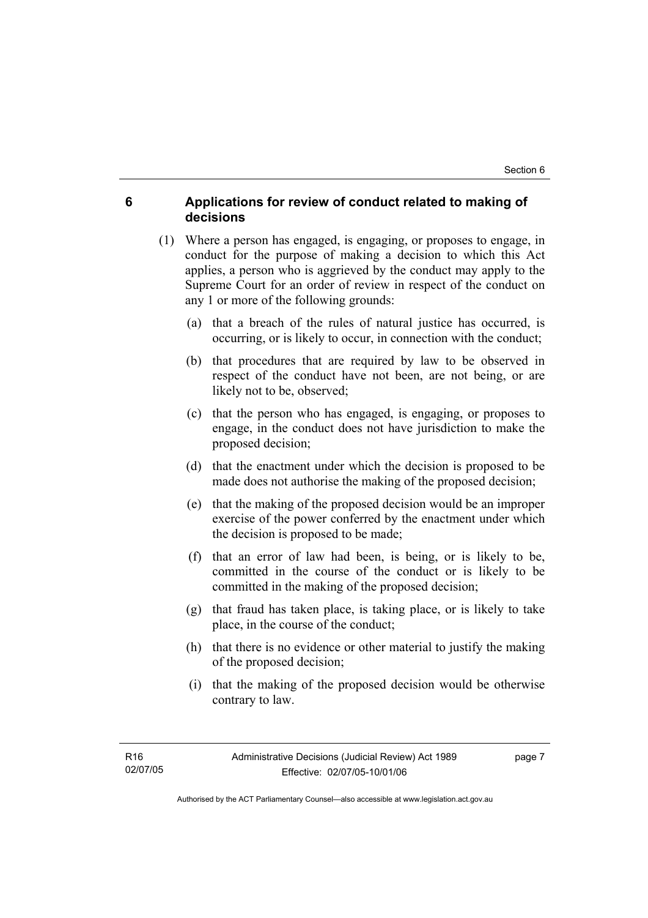## 6 Applications for review of conduct related to making of decisions

(1) Where a person has engaged, is engaging, or proposes to engage, in conduct for the purpose of making a decision to which this Act applies, a person who is aggrieved by the conduct may apply to the Supreme Court for an order of review in respect of the conduct on any 1 or more of the following grounds:

(a) that a breach of the rules of natural justice has occurred, is occurring, or is likely to occur, in connection with the conduct;

(b) that procedures that are required by law to be observed in respect of the conduct have not been, are not being, or are likely not to be, observed;

(c) that the person who has engaged, is engaging, or proposes to engage, in the conduct does not have jurisdiction to make the proposed decision;

(d) that the enactment under which the decision is proposed to be made does not authorise the making of the proposed decision;

(e) that the making of the proposed decision would be an improper exercise of the power conferred by the enactment under which the decision is proposed to be made;

(f) that an error of law had been, is being, or is likely to be, committed in the course of the conduct or is likely to be committed in the making of the proposed decision;

(g) that fraud has taken place, is taking place, or is likely to take place, in the course of the conduct;

(h) that there is no evidence or other material to justify the making of the proposed decision;

(i) that the making of the proposed decision would be otherwise contrary to law.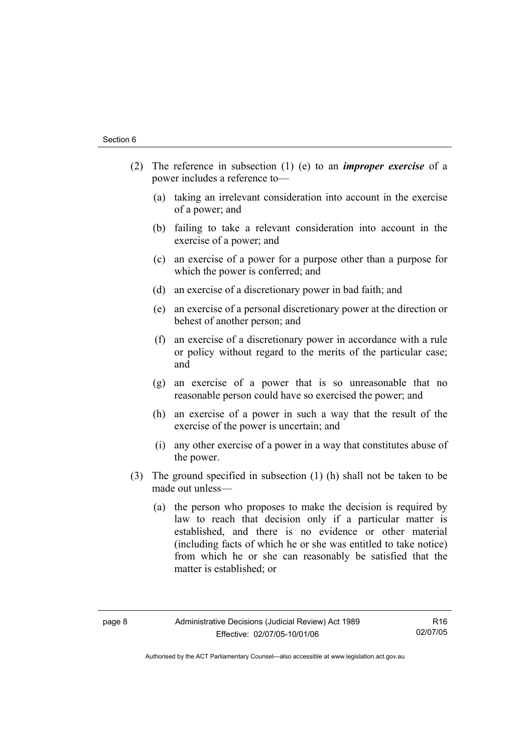(2) The reference in subsection (1) (e) to an ***improper exercise*** of a power includes a reference to—

   (a) taking an irrelevant consideration into account in the exercise of a power; and

   (b) failing to take a relevant consideration into account in the exercise of a power; and

   (c) an exercise of a power for a purpose other than a purpose for which the power is conferred; and

   (d) an exercise of a discretionary power in bad faith; and

   (e) an exercise of a personal discretionary power at the direction or behest of another person; and

   (f) an exercise of a discretionary power in accordance with a rule or policy without regard to the merits of the particular case; and

   (g) an exercise of a power that is so unreasonable that no reasonable person could have so exercised the power; and

   (h) an exercise of a power in such a way that the result of the exercise of the power is uncertain; and

   (i) any other exercise of a power in a way that constitutes abuse of the power.

(3) The ground specified in subsection (1) (h) shall not be taken to be made out unless—

   (a) the person who proposes to make the decision is required by law to reach that decision only if a particular matter is established, and there is no evidence or other material (including facts of which he or she was entitled to take notice) from which he or she can reasonably be satisfied that the matter is established; or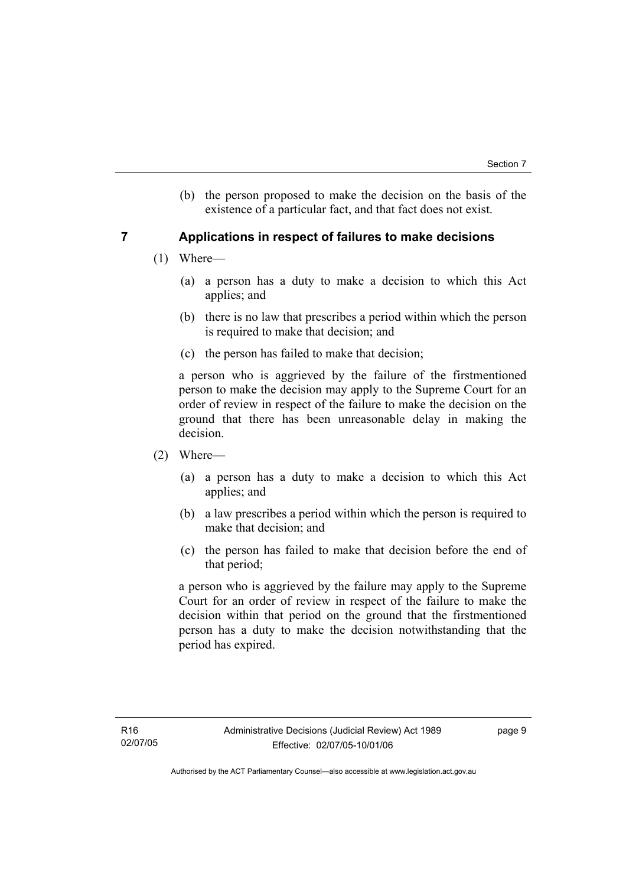(b) the person proposed to make the decision on the basis of the existence of a particular fact, and that fact does not exist.

## 7 Applications in respect of failures to make decisions

(1) Where—

(a) a person has a duty to make a decision to which this Act applies; and

(b) there is no law that prescribes a period within which the person is required to make that decision; and

(c) the person has failed to make that decision;

a person who is aggrieved by the failure of the firstmentioned person to make the decision may apply to the Supreme Court for an order of review in respect of the failure to make the decision on the ground that there has been unreasonable delay in making the decision.

(2) Where—

(a) a person has a duty to make a decision to which this Act applies; and

(b) a law prescribes a period within which the person is required to make that decision; and

(c) the person has failed to make that decision before the end of that period;

a person who is aggrieved by the failure may apply to the Supreme Court for an order of review in respect of the failure to make the decision within that period on the ground that the firstmentioned person has a duty to make the decision notwithstanding that the period has expired.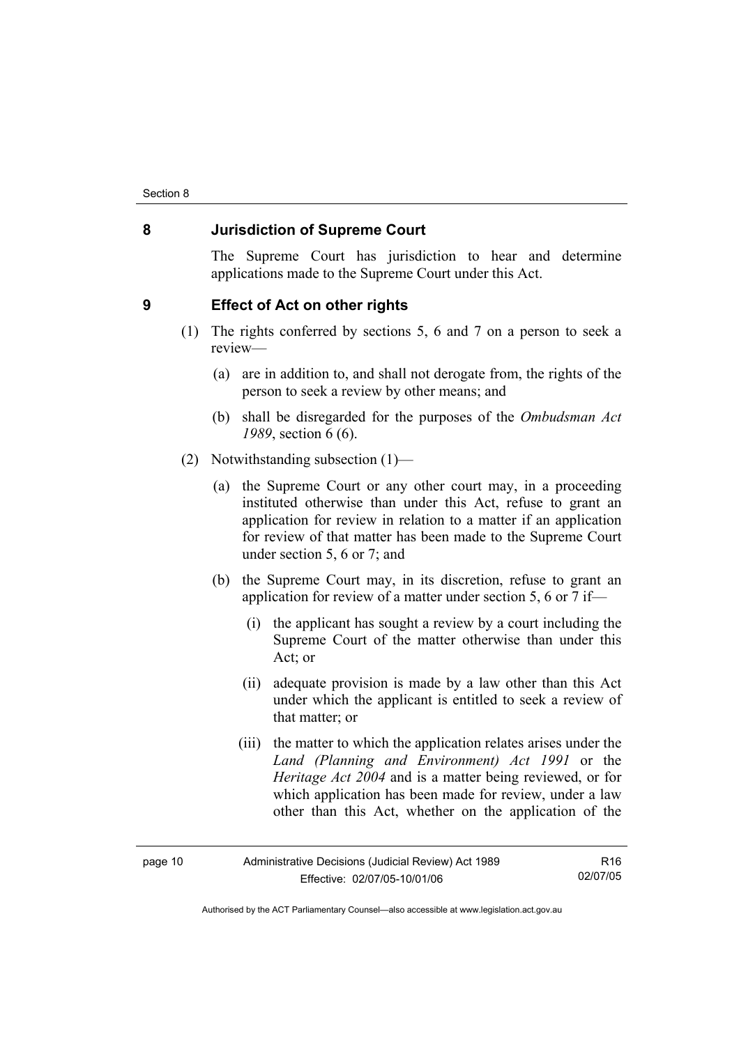## 8 Jurisdiction of Supreme Court

The Supreme Court has jurisdiction to hear and determine applications made to the Supreme Court under this Act.

## 9 Effect of Act on other rights

(1) The rights conferred by sections 5, 6 and 7 on a person to seek a review—

(a) are in addition to, and shall not derogate from, the rights of the person to seek a review by other means; and

(b) shall be disregarded for the purposes of the *Ombudsman Act 1989*, section 6 (6).

(2) Notwithstanding subsection (1)—

(a) the Supreme Court or any other court may, in a proceeding instituted otherwise than under this Act, refuse to grant an application for review in relation to a matter if an application for review of that matter has been made to the Supreme Court under section 5, 6 or 7; and

(b) the Supreme Court may, in its discretion, refuse to grant an application for review of a matter under section 5, 6 or 7 if—

(i) the applicant has sought a review by a court including the Supreme Court of the matter otherwise than under this Act; or

(ii) adequate provision is made by a law other than this Act under which the applicant is entitled to seek a review of that matter; or

(iii) the matter to which the application relates arises under the *Land (Planning and Environment) Act 1991* or the *Heritage Act 2004* and is a matter being reviewed, or for which application has been made for review, under a law other than this Act, whether on the application of the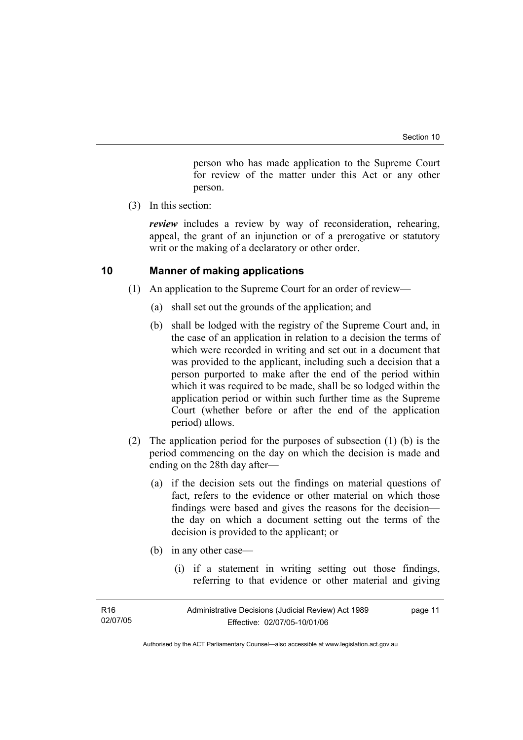person who has made application to the Supreme Court for review of the matter under this Act or any other person.

(3) In this section:

***review*** includes a review by way of reconsideration, rehearing, appeal, the grant of an injunction or of a prerogative or statutory writ or the making of a declaratory or other order.

## 10 Manner of making applications

(1) An application to the Supreme Court for an order of review—

(a) shall set out the grounds of the application; and

(b) shall be lodged with the registry of the Supreme Court and, in the case of an application in relation to a decision the terms of which were recorded in writing and set out in a document that was provided to the applicant, including such a decision that a person purported to make after the end of the period within which it was required to be made, shall be so lodged within the application period or within such further time as the Supreme Court (whether before or after the end of the application period) allows.

(2) The application period for the purposes of subsection (1) (b) is the period commencing on the day on which the decision is made and ending on the 28th day after—

(a) if the decision sets out the findings on material questions of fact, refers to the evidence or other material on which those findings were based and gives the reasons for the decision—the day on which a document setting out the terms of the decision is provided to the applicant; or

(b) in any other case—

(i) if a statement in writing setting out those findings, referring to that evidence or other material and giving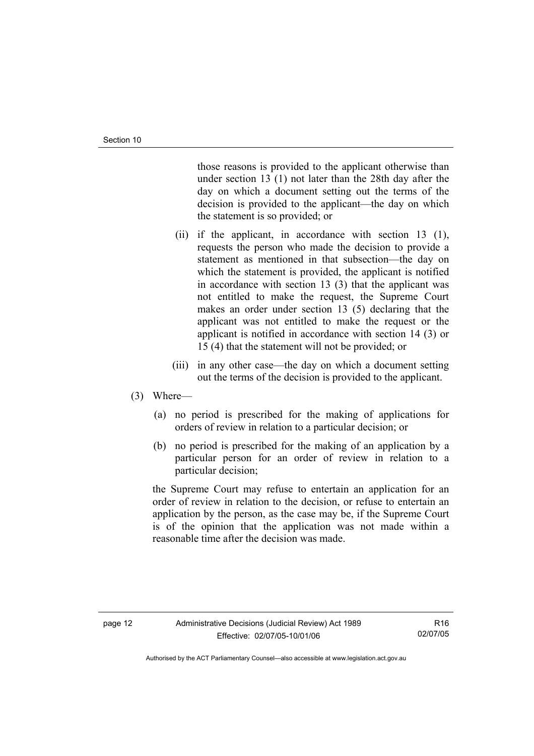those reasons is provided to the applicant otherwise than under section 13 (1) not later than the 28th day after the day on which a document setting out the terms of the decision is provided to the applicant—the day on which the statement is so provided; or

(ii) if the applicant, in accordance with section 13 (1), requests the person who made the decision to provide a statement as mentioned in that subsection—the day on which the statement is provided, the applicant is notified in accordance with section 13 (3) that the applicant was not entitled to make the request, the Supreme Court makes an order under section 13 (5) declaring that the applicant was not entitled to make the request or the applicant is notified in accordance with section 14 (3) or 15 (4) that the statement will not be provided; or

(iii) in any other case—the day on which a document setting out the terms of the decision is provided to the applicant.

(3) Where—

(a) no period is prescribed for the making of applications for orders of review in relation to a particular decision; or

(b) no period is prescribed for the making of an application by a particular person for an order of review in relation to a particular decision;

the Supreme Court may refuse to entertain an application for an order of review in relation to the decision, or refuse to entertain an application by the person, as the case may be, if the Supreme Court is of the opinion that the application was not made within a reasonable time after the decision was made.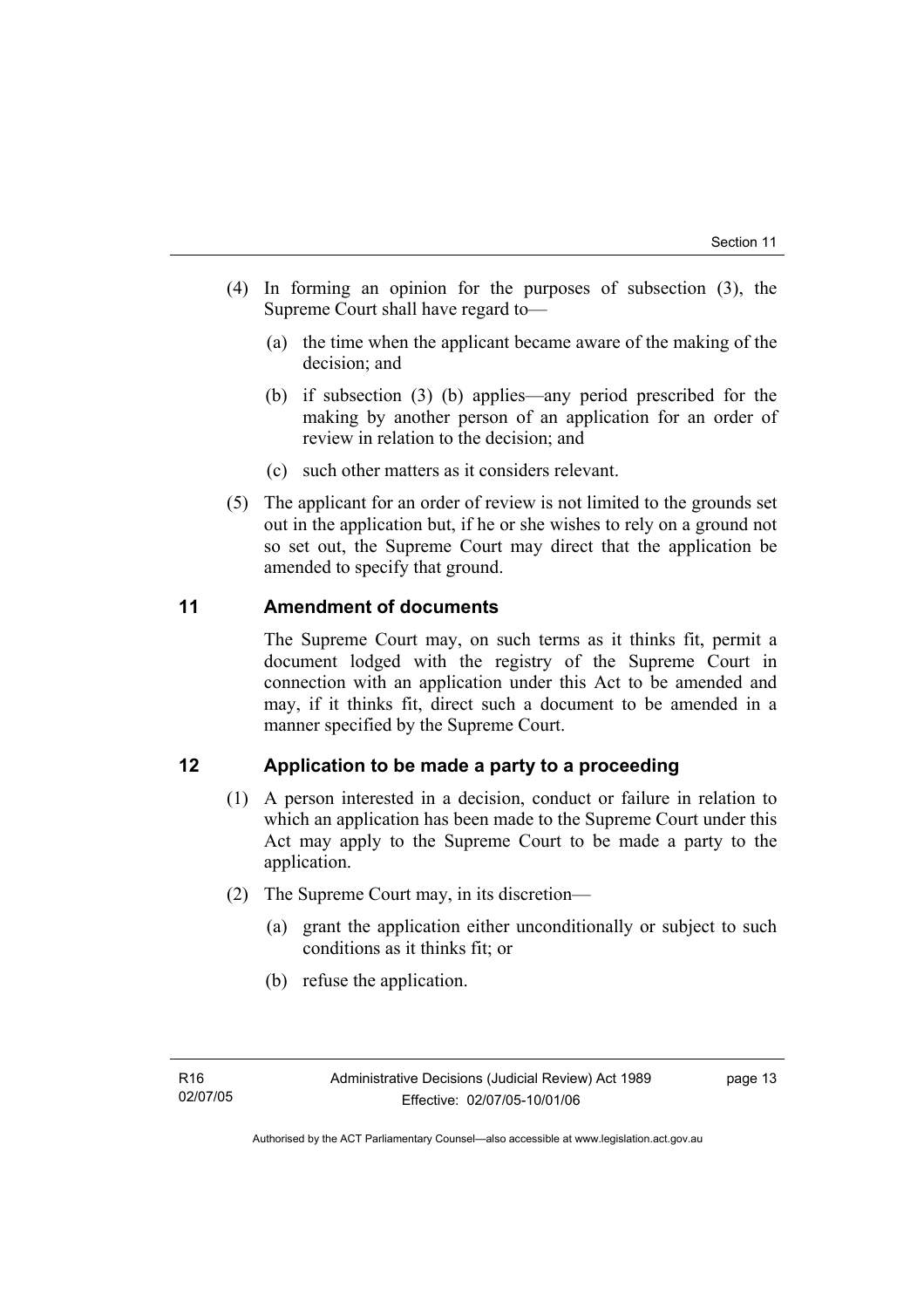(4) In forming an opinion for the purposes of subsection (3), the Supreme Court shall have regard to—

(a) the time when the applicant became aware of the making of the decision; and

(b) if subsection (3) (b) applies—any period prescribed for the making by another person of an application for an order of review in relation to the decision; and

(c) such other matters as it considers relevant.

(5) The applicant for an order of review is not limited to the grounds set out in the application but, if he or she wishes to rely on a ground not so set out, the Supreme Court may direct that the application be amended to specify that ground.

## 11 Amendment of documents

The Supreme Court may, on such terms as it thinks fit, permit a document lodged with the registry of the Supreme Court in connection with an application under this Act to be amended and may, if it thinks fit, direct such a document to be amended in a manner specified by the Supreme Court.

## 12 Application to be made a party to a proceeding

(1) A person interested in a decision, conduct or failure in relation to which an application has been made to the Supreme Court under this Act may apply to the Supreme Court to be made a party to the application.

(2) The Supreme Court may, in its discretion—

(a) grant the application either unconditionally or subject to such conditions as it thinks fit; or

(b) refuse the application.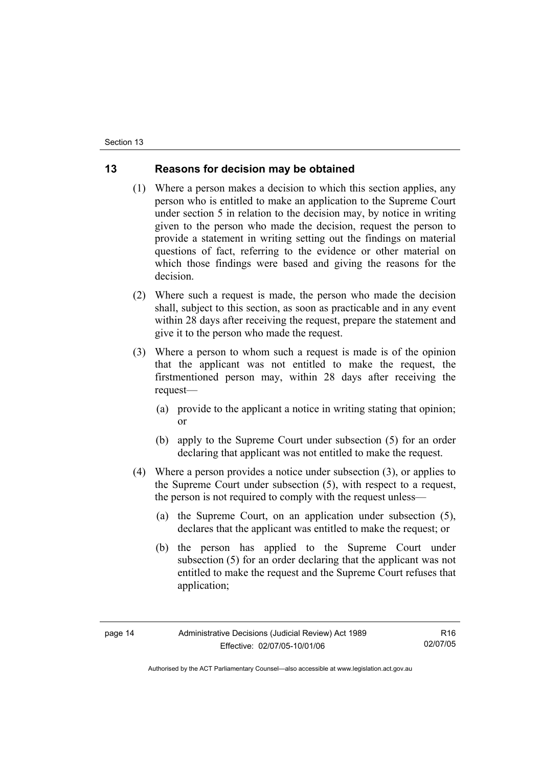## 13 Reasons for decision may be obtained

(1) Where a person makes a decision to which this section applies, any person who is entitled to make an application to the Supreme Court under section 5 in relation to the decision may, by notice in writing given to the person who made the decision, request the person to provide a statement in writing setting out the findings on material questions of fact, referring to the evidence or other material on which those findings were based and giving the reasons for the decision.

(2) Where such a request is made, the person who made the decision shall, subject to this section, as soon as practicable and in any event within 28 days after receiving the request, prepare the statement and give it to the person who made the request.

(3) Where a person to whom such a request is made is of the opinion that the applicant was not entitled to make the request, the firstmentioned person may, within 28 days after receiving the request—

(a) provide to the applicant a notice in writing stating that opinion; or

(b) apply to the Supreme Court under subsection (5) for an order declaring that applicant was not entitled to make the request.

(4) Where a person provides a notice under subsection (3), or applies to the Supreme Court under subsection (5), with respect to a request, the person is not required to comply with the request unless—

(a) the Supreme Court, on an application under subsection (5), declares that the applicant was entitled to make the request; or

(b) the person has applied to the Supreme Court under subsection (5) for an order declaring that the applicant was not entitled to make the request and the Supreme Court refuses that application;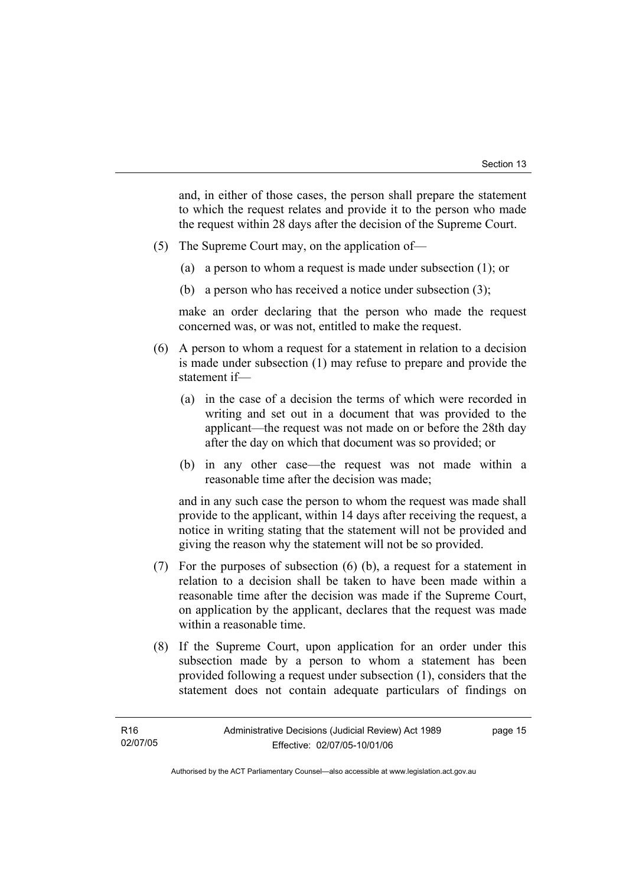and, in either of those cases, the person shall prepare the statement to which the request relates and provide it to the person who made the request within 28 days after the decision of the Supreme Court.

(5) The Supreme Court may, on the application of—

(a) a person to whom a request is made under subsection (1); or

(b) a person who has received a notice under subsection (3);

make an order declaring that the person who made the request concerned was, or was not, entitled to make the request.

(6) A person to whom a request for a statement in relation to a decision is made under subsection (1) may refuse to prepare and provide the statement if—

(a) in the case of a decision the terms of which were recorded in writing and set out in a document that was provided to the applicant—the request was not made on or before the 28th day after the day on which that document was so provided; or

(b) in any other case—the request was not made within a reasonable time after the decision was made;

and in any such case the person to whom the request was made shall provide to the applicant, within 14 days after receiving the request, a notice in writing stating that the statement will not be provided and giving the reason why the statement will not be so provided.

(7) For the purposes of subsection (6) (b), a request for a statement in relation to a decision shall be taken to have been made within a reasonable time after the decision was made if the Supreme Court, on application by the applicant, declares that the request was made within a reasonable time.

(8) If the Supreme Court, upon application for an order under this subsection made by a person to whom a statement has been provided following a request under subsection (1), considers that the statement does not contain adequate particulars of findings on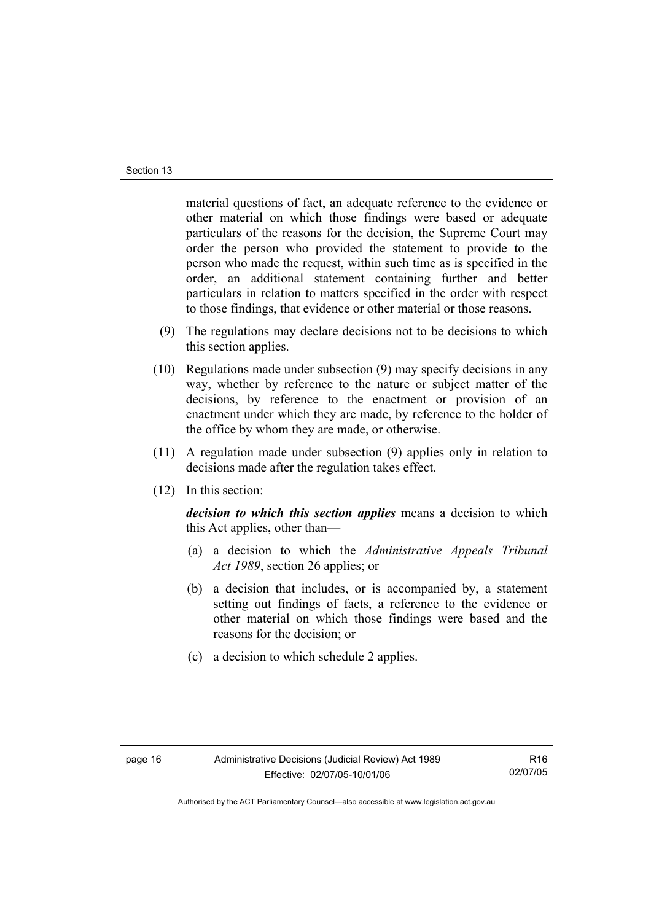material questions of fact, an adequate reference to the evidence or other material on which those findings were based or adequate particulars of the reasons for the decision, the Supreme Court may order the person who provided the statement to provide to the person who made the request, within such time as is specified in the order, an additional statement containing further and better particulars in relation to matters specified in the order with respect to those findings, that evidence or other material or those reasons.

(9) The regulations may declare decisions not to be decisions to which this section applies.

(10) Regulations made under subsection (9) may specify decisions in any way, whether by reference to the nature or subject matter of the decisions, by reference to the enactment or provision of an enactment under which they are made, by reference to the holder of the office by whom they are made, or otherwise.

(11) A regulation made under subsection (9) applies only in relation to decisions made after the regulation takes effect.

(12) In this section:

***decision to which this section applies*** means a decision to which this Act applies, other than—

(a) a decision to which the *Administrative Appeals Tribunal Act 1989*, section 26 applies; or

(b) a decision that includes, or is accompanied by, a statement setting out findings of facts, a reference to the evidence or other material on which those findings were based and the reasons for the decision; or

(c) a decision to which schedule 2 applies.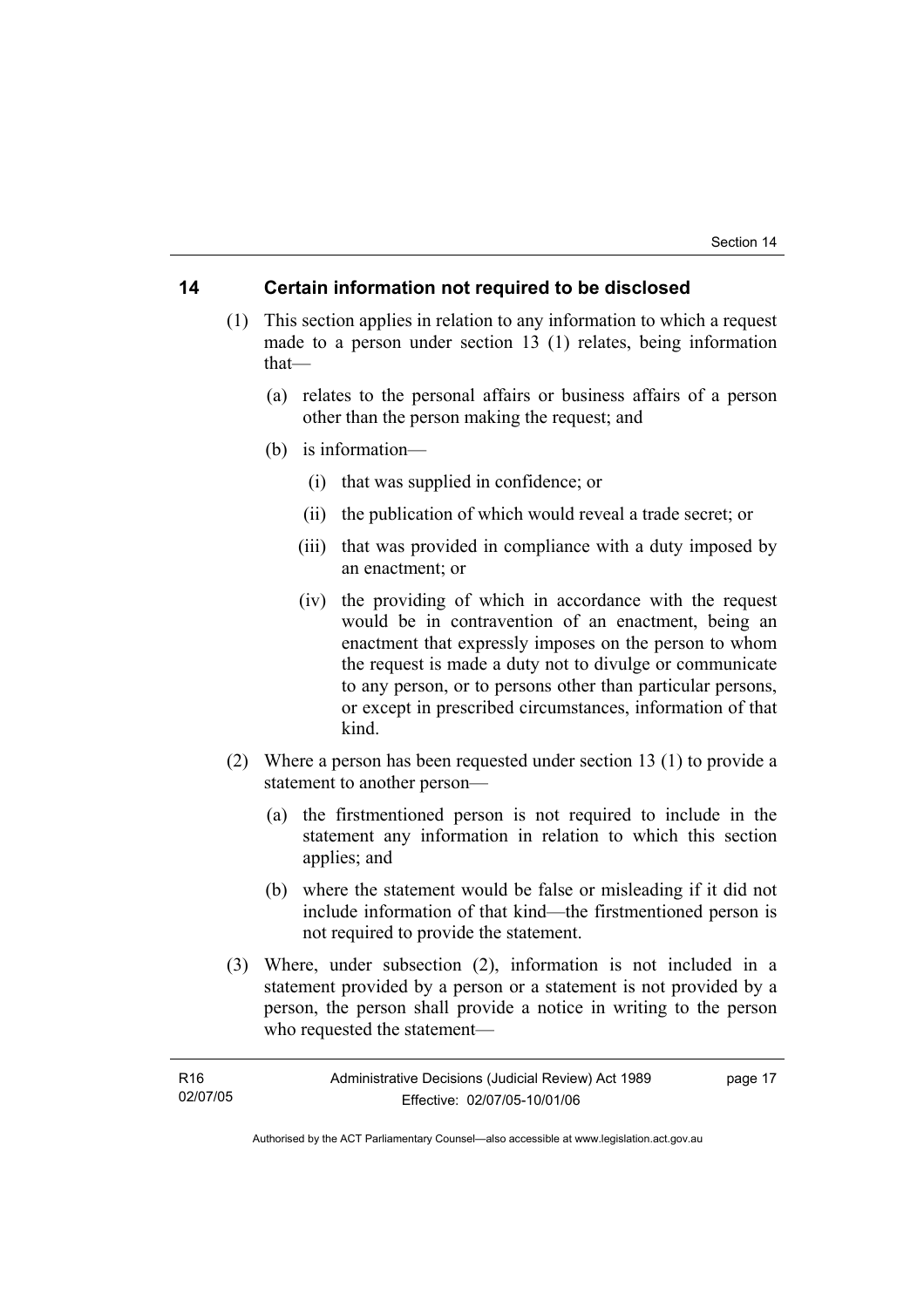## 14 Certain information not required to be disclosed

(1) This section applies in relation to any information to which a request made to a person under section 13 (1) relates, being information that—

(a) relates to the personal affairs or business affairs of a person other than the person making the request; and

(b) is information—

(i) that was supplied in confidence; or

(ii) the publication of which would reveal a trade secret; or

(iii) that was provided in compliance with a duty imposed by an enactment; or

(iv) the providing of which in accordance with the request would be in contravention of an enactment, being an enactment that expressly imposes on the person to whom the request is made a duty not to divulge or communicate to any person, or to persons other than particular persons, or except in prescribed circumstances, information of that kind.

(2) Where a person has been requested under section 13 (1) to provide a statement to another person—

(a) the firstmentioned person is not required to include in the statement any information in relation to which this section applies; and

(b) where the statement would be false or misleading if it did not include information of that kind—the firstmentioned person is not required to provide the statement.

(3) Where, under subsection (2), information is not included in a statement provided by a person or a statement is not provided by a person, the person shall provide a notice in writing to the person who requested the statement—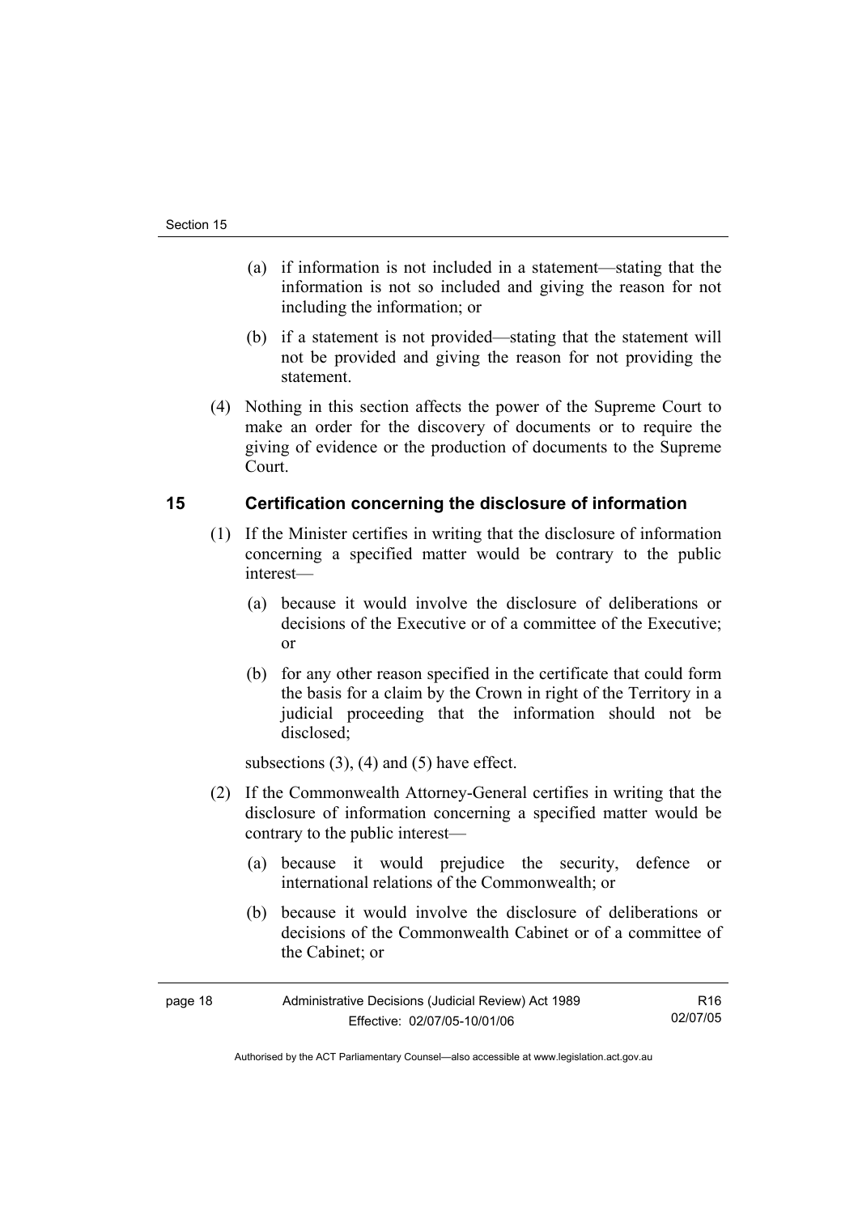(a) if information is not included in a statement—stating that the information is not so included and giving the reason for not including the information; or

(b) if a statement is not provided—stating that the statement will not be provided and giving the reason for not providing the statement.

(4) Nothing in this section affects the power of the Supreme Court to make an order for the discovery of documents or to require the giving of evidence or the production of documents to the Supreme Court.

## 15 Certification concerning the disclosure of information

(1) If the Minister certifies in writing that the disclosure of information concerning a specified matter would be contrary to the public interest—

(a) because it would involve the disclosure of deliberations or decisions of the Executive or of a committee of the Executive; or

(b) for any other reason specified in the certificate that could form the basis for a claim by the Crown in right of the Territory in a judicial proceeding that the information should not be disclosed;

subsections (3), (4) and (5) have effect.

(2) If the Commonwealth Attorney-General certifies in writing that the disclosure of information concerning a specified matter would be contrary to the public interest—

(a) because it would prejudice the security, defence or international relations of the Commonwealth; or

(b) because it would involve the disclosure of deliberations or decisions of the Commonwealth Cabinet or of a committee of the Cabinet; or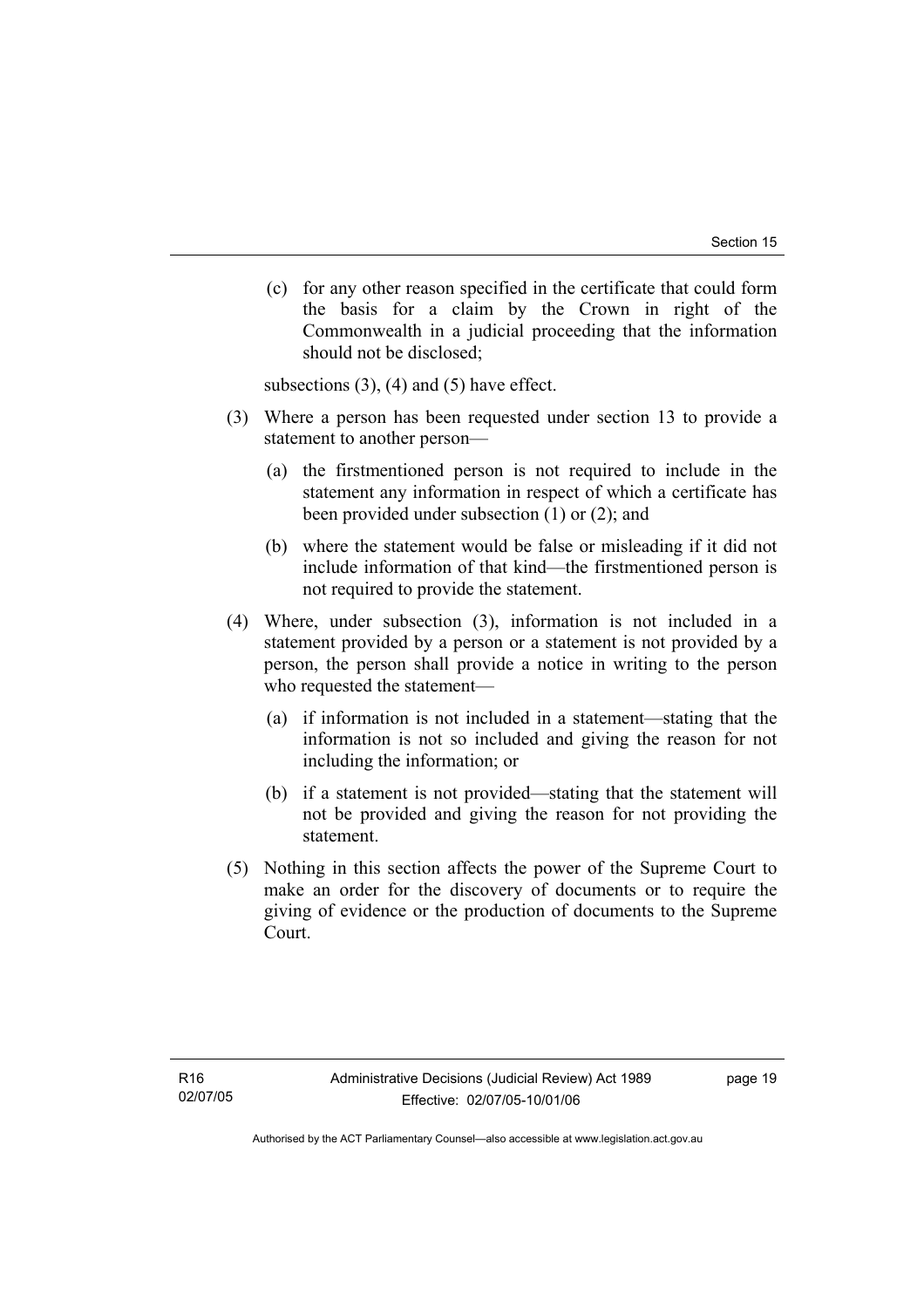(c) for any other reason specified in the certificate that could form the basis for a claim by the Crown in right of the Commonwealth in a judicial proceeding that the information should not be disclosed;

subsections (3), (4) and (5) have effect.

(3) Where a person has been requested under section 13 to provide a statement to another person—

(a) the firstmentioned person is not required to include in the statement any information in respect of which a certificate has been provided under subsection (1) or (2); and

(b) where the statement would be false or misleading if it did not include information of that kind—the firstmentioned person is not required to provide the statement.

(4) Where, under subsection (3), information is not included in a statement provided by a person or a statement is not provided by a person, the person shall provide a notice in writing to the person who requested the statement—

(a) if information is not included in a statement—stating that the information is not so included and giving the reason for not including the information; or

(b) if a statement is not provided—stating that the statement will not be provided and giving the reason for not providing the statement.

(5) Nothing in this section affects the power of the Supreme Court to make an order for the discovery of documents or to require the giving of evidence or the production of documents to the Supreme Court.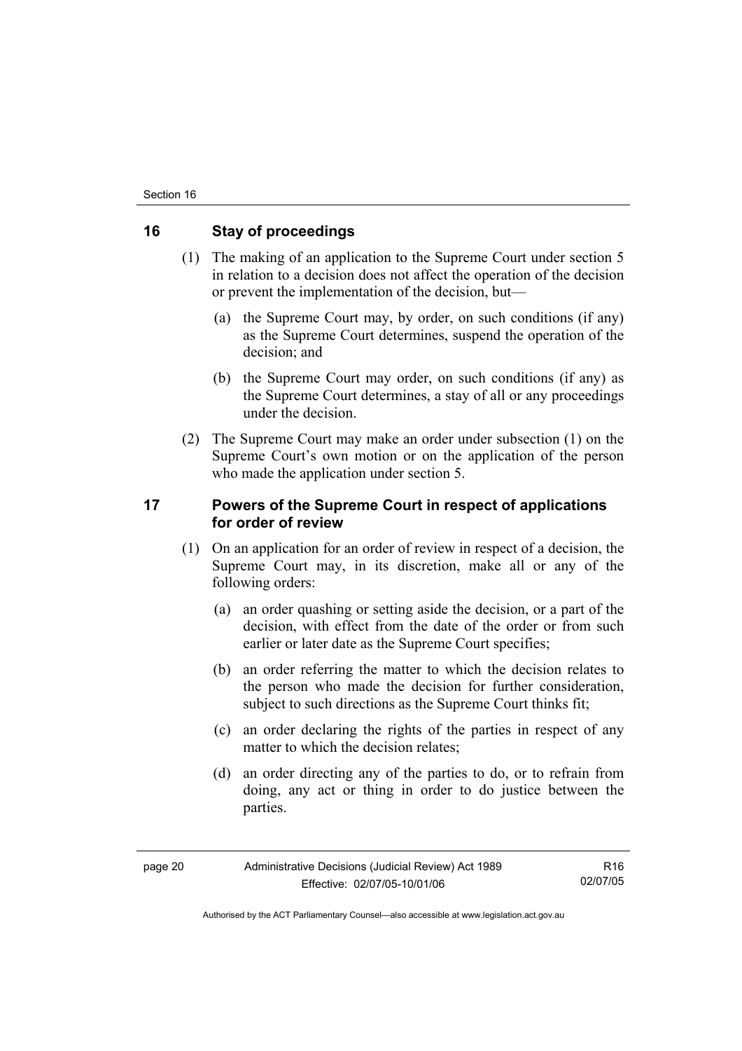## 16 Stay of proceedings

(1) The making of an application to the Supreme Court under section 5 in relation to a decision does not affect the operation of the decision or prevent the implementation of the decision, but—

(a) the Supreme Court may, by order, on such conditions (if any) as the Supreme Court determines, suspend the operation of the decision; and

(b) the Supreme Court may order, on such conditions (if any) as the Supreme Court determines, a stay of all or any proceedings under the decision.

(2) The Supreme Court may make an order under subsection (1) on the Supreme Court's own motion or on the application of the person who made the application under section 5.

## 17 Powers of the Supreme Court in respect of applications for order of review

(1) On an application for an order of review in respect of a decision, the Supreme Court may, in its discretion, make all or any of the following orders:

(a) an order quashing or setting aside the decision, or a part of the decision, with effect from the date of the order or from such earlier or later date as the Supreme Court specifies;

(b) an order referring the matter to which the decision relates to the person who made the decision for further consideration, subject to such directions as the Supreme Court thinks fit;

(c) an order declaring the rights of the parties in respect of any matter to which the decision relates;

(d) an order directing any of the parties to do, or to refrain from doing, any act or thing in order to do justice between the parties.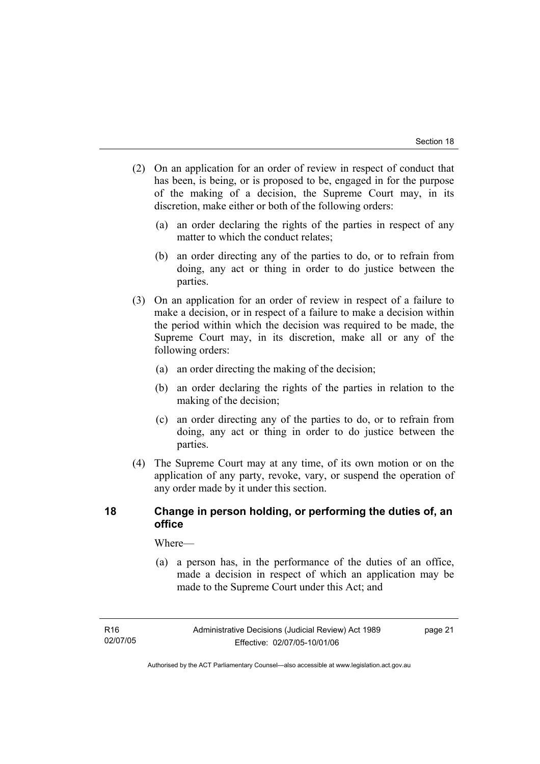(2) On an application for an order of review in respect of conduct that has been, is being, or is proposed to be, engaged in for the purpose of the making of a decision, the Supreme Court may, in its discretion, make either or both of the following orders:

(a) an order declaring the rights of the parties in respect of any matter to which the conduct relates;

(b) an order directing any of the parties to do, or to refrain from doing, any act or thing in order to do justice between the parties.

(3) On an application for an order of review in respect of a failure to make a decision, or in respect of a failure to make a decision within the period within which the decision was required to be made, the Supreme Court may, in its discretion, make all or any of the following orders:

(a) an order directing the making of the decision;

(b) an order declaring the rights of the parties in relation to the making of the decision;

(c) an order directing any of the parties to do, or to refrain from doing, any act or thing in order to do justice between the parties.

(4) The Supreme Court may at any time, of its own motion or on the application of any party, revoke, vary, or suspend the operation of any order made by it under this section.

## 18 Change in person holding, or performing the duties of, an office

Where—

(a) a person has, in the performance of the duties of an office, made a decision in respect of which an application may be made to the Supreme Court under this Act; and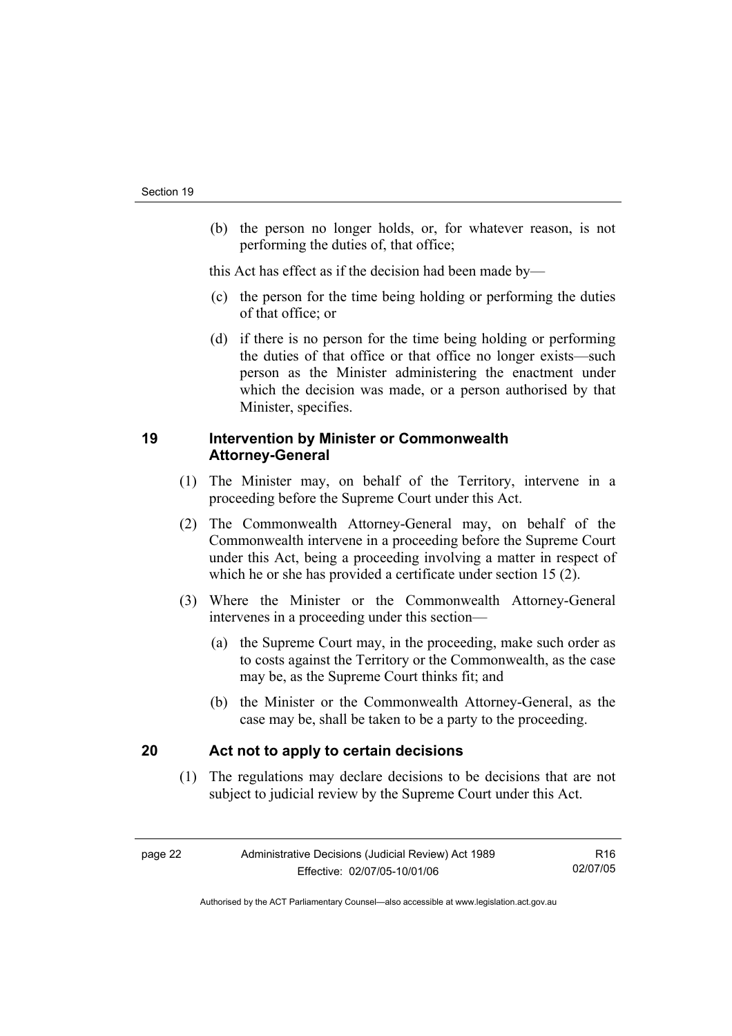(b) the person no longer holds, or, for whatever reason, is not performing the duties of, that office;

this Act has effect as if the decision had been made by—

(c) the person for the time being holding or performing the duties of that office; or

(d) if there is no person for the time being holding or performing the duties of that office or that office no longer exists—such person as the Minister administering the enactment under which the decision was made, or a person authorised by that Minister, specifies.

## 19 Intervention by Minister or Commonwealth Attorney-General

(1) The Minister may, on behalf of the Territory, intervene in a proceeding before the Supreme Court under this Act.

(2) The Commonwealth Attorney-General may, on behalf of the Commonwealth intervene in a proceeding before the Supreme Court under this Act, being a proceeding involving a matter in respect of which he or she has provided a certificate under section 15 (2).

(3) Where the Minister or the Commonwealth Attorney-General intervenes in a proceeding under this section—

(a) the Supreme Court may, in the proceeding, make such order as to costs against the Territory or the Commonwealth, as the case may be, as the Supreme Court thinks fit; and

(b) the Minister or the Commonwealth Attorney-General, as the case may be, shall be taken to be a party to the proceeding.

## 20 Act not to apply to certain decisions

(1) The regulations may declare decisions to be decisions that are not subject to judicial review by the Supreme Court under this Act.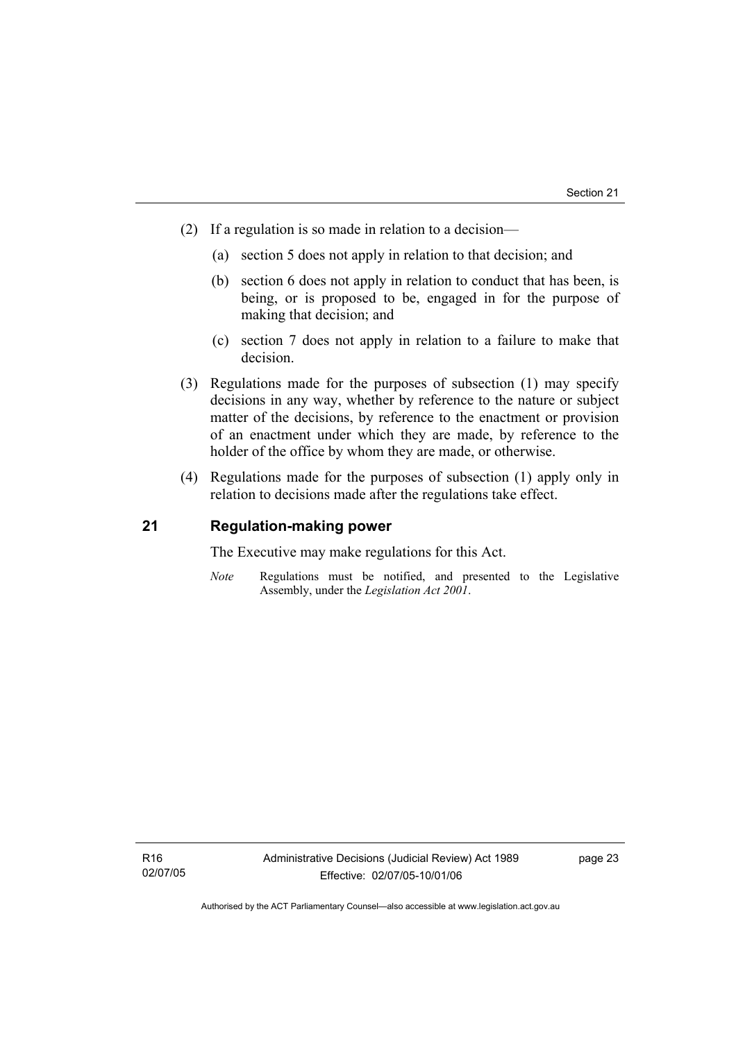(2) If a regulation is so made in relation to a decision—

(a) section 5 does not apply in relation to that decision; and

(b) section 6 does not apply in relation to conduct that has been, is being, or is proposed to be, engaged in for the purpose of making that decision; and

(c) section 7 does not apply in relation to a failure to make that decision.

(3) Regulations made for the purposes of subsection (1) may specify decisions in any way, whether by reference to the nature or subject matter of the decisions, by reference to the enactment or provision of an enactment under which they are made, by reference to the holder of the office by whom they are made, or otherwise.

(4) Regulations made for the purposes of subsection (1) apply only in relation to decisions made after the regulations take effect.

## 21 Regulation-making power

The Executive may make regulations for this Act.

*Note* Regulations must be notified, and presented to the Legislative Assembly, under the *Legislation Act 2001*.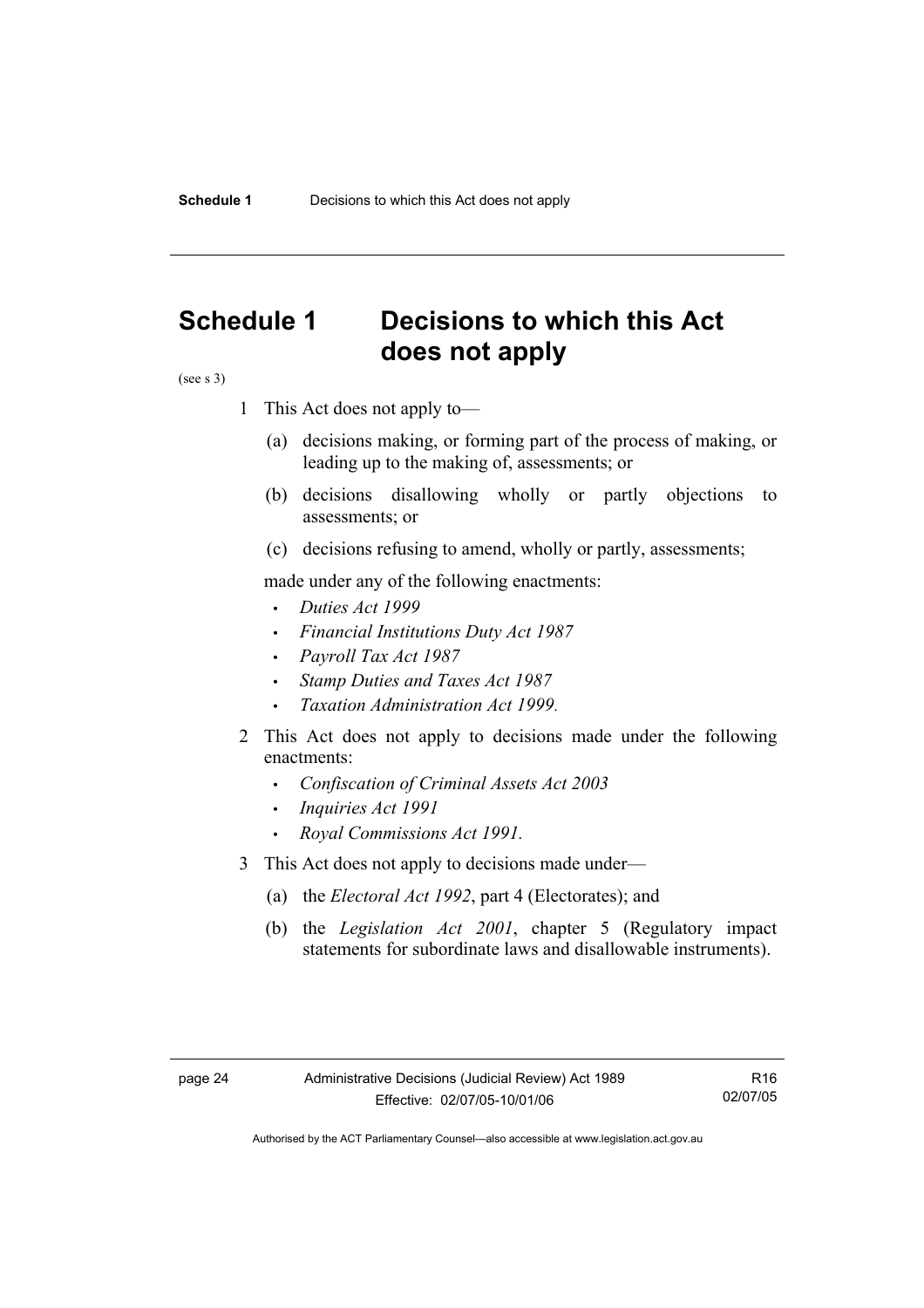# Schedule 1 Decisions to which this Act does not apply

(see s 3)

1 This Act does not apply to—

(a) decisions making, or forming part of the process of making, or leading up to the making of, assessments; or

(b) decisions disallowing wholly or partly objections to assessments; or

(c) decisions refusing to amend, wholly or partly, assessments;

made under any of the following enactments:

- *Duties Act 1999*
- *Financial Institutions Duty Act 1987*
- *Payroll Tax Act 1987*
- *Stamp Duties and Taxes Act 1987*
- *Taxation Administration Act 1999.*

2 This Act does not apply to decisions made under the following enactments:

- *Confiscation of Criminal Assets Act 2003*
- *Inquiries Act 1991*
- *Royal Commissions Act 1991.*

3 This Act does not apply to decisions made under—

(a) the *Electoral Act 1992*, part 4 (Electorates); and

(b) the *Legislation Act 2001*, chapter 5 (Regulatory impact statements for subordinate laws and disallowable instruments).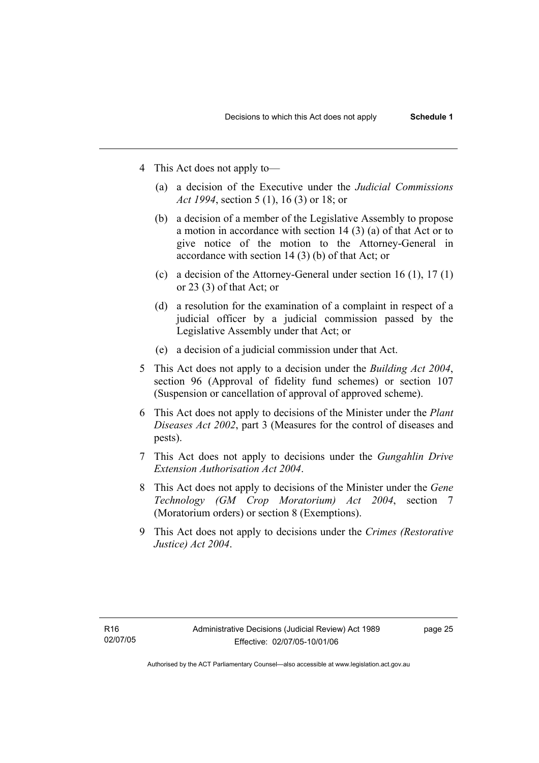4 This Act does not apply to—

(a) a decision of the Executive under the *Judicial Commissions Act 1994*, section 5 (1), 16 (3) or 18; or

(b) a decision of a member of the Legislative Assembly to propose a motion in accordance with section 14 (3) (a) of that Act or to give notice of the motion to the Attorney-General in accordance with section 14 (3) (b) of that Act; or

(c) a decision of the Attorney-General under section 16 (1), 17 (1) or 23 (3) of that Act; or

(d) a resolution for the examination of a complaint in respect of a judicial officer by a judicial commission passed by the Legislative Assembly under that Act; or

(e) a decision of a judicial commission under that Act.

5 This Act does not apply to a decision under the *Building Act 2004*, section 96 (Approval of fidelity fund schemes) or section 107 (Suspension or cancellation of approval of approved scheme).

6 This Act does not apply to decisions of the Minister under the *Plant Diseases Act 2002*, part 3 (Measures for the control of diseases and pests).

7 This Act does not apply to decisions under the *Gungahlin Drive Extension Authorisation Act 2004*.

8 This Act does not apply to decisions of the Minister under the *Gene Technology (GM Crop Moratorium) Act 2004*, section 7 (Moratorium orders) or section 8 (Exemptions).

9 This Act does not apply to decisions under the *Crimes (Restorative Justice) Act 2004*.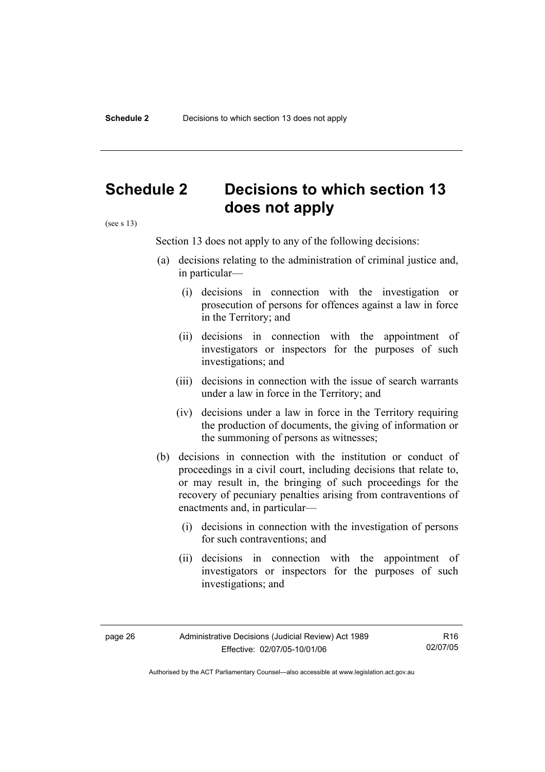# Schedule 2 Decisions to which section 13 does not apply

(see s 13)

Section 13 does not apply to any of the following decisions:

(a) decisions relating to the administration of criminal justice and, in particular—

  (i) decisions in connection with the investigation or prosecution of persons for offences against a law in force in the Territory; and

  (ii) decisions in connection with the appointment of investigators or inspectors for the purposes of such investigations; and

  (iii) decisions in connection with the issue of search warrants under a law in force in the Territory; and

  (iv) decisions under a law in force in the Territory requiring the production of documents, the giving of information or the summoning of persons as witnesses;

(b) decisions in connection with the institution or conduct of proceedings in a civil court, including decisions that relate to, or may result in, the bringing of such proceedings for the recovery of pecuniary penalties arising from contraventions of enactments and, in particular—

  (i) decisions in connection with the investigation of persons for such contraventions; and

  (ii) decisions in connection with the appointment of investigators or inspectors for the purposes of such investigations; and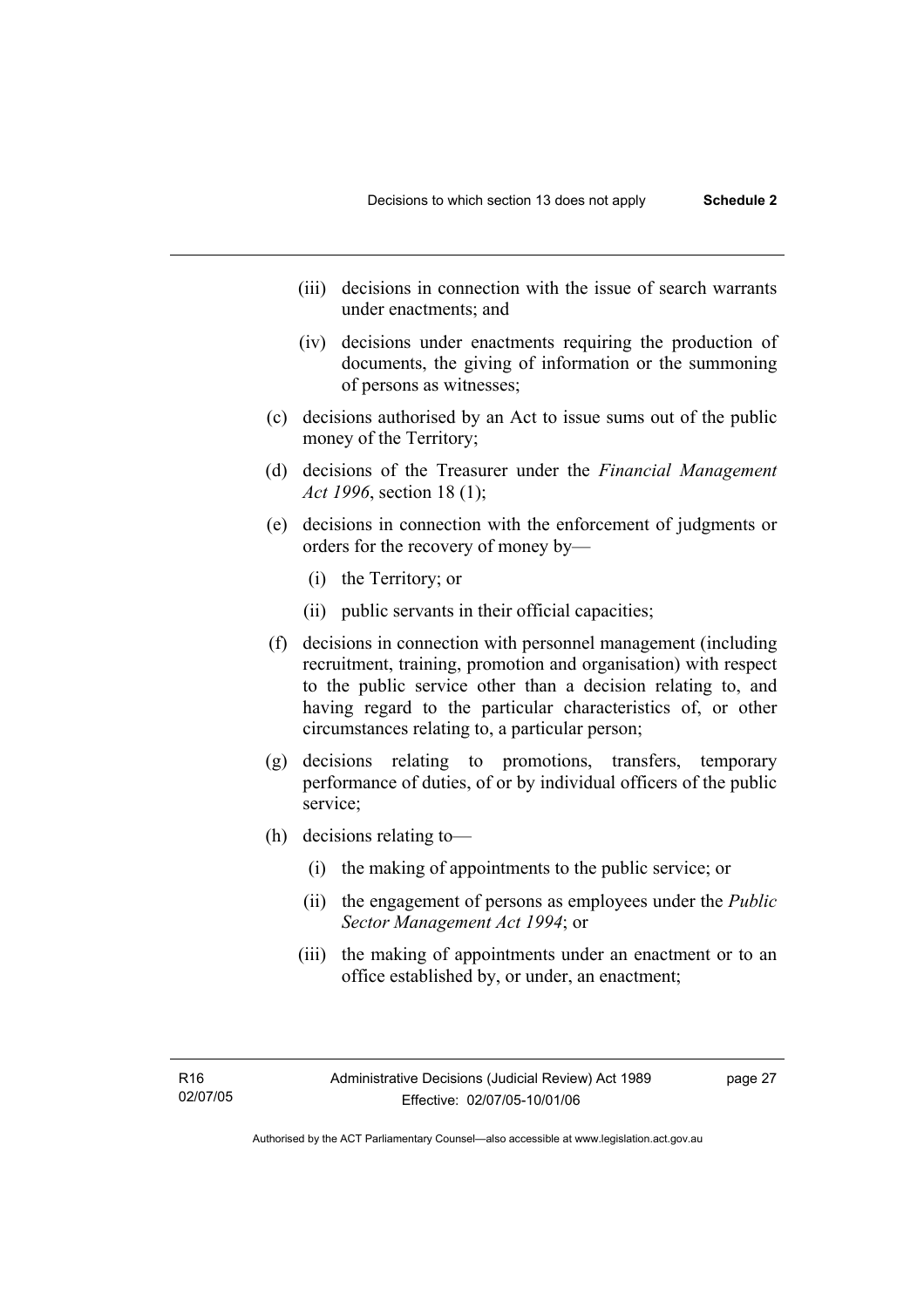(iii) decisions in connection with the issue of search warrants under enactments; and

(iv) decisions under enactments requiring the production of documents, the giving of information or the summoning of persons as witnesses;

(c) decisions authorised by an Act to issue sums out of the public money of the Territory;

(d) decisions of the Treasurer under the *Financial Management Act 1996*, section 18 (1);

(e) decisions in connection with the enforcement of judgments or orders for the recovery of money by—

(i) the Territory; or

(ii) public servants in their official capacities;

(f) decisions in connection with personnel management (including recruitment, training, promotion and organisation) with respect to the public service other than a decision relating to, and having regard to the particular characteristics of, or other circumstances relating to, a particular person;

(g) decisions relating to promotions, transfers, temporary performance of duties, of or by individual officers of the public service;

(h) decisions relating to—

(i) the making of appointments to the public service; or

(ii) the engagement of persons as employees under the *Public Sector Management Act 1994*; or

(iii) the making of appointments under an enactment or to an office established by, or under, an enactment;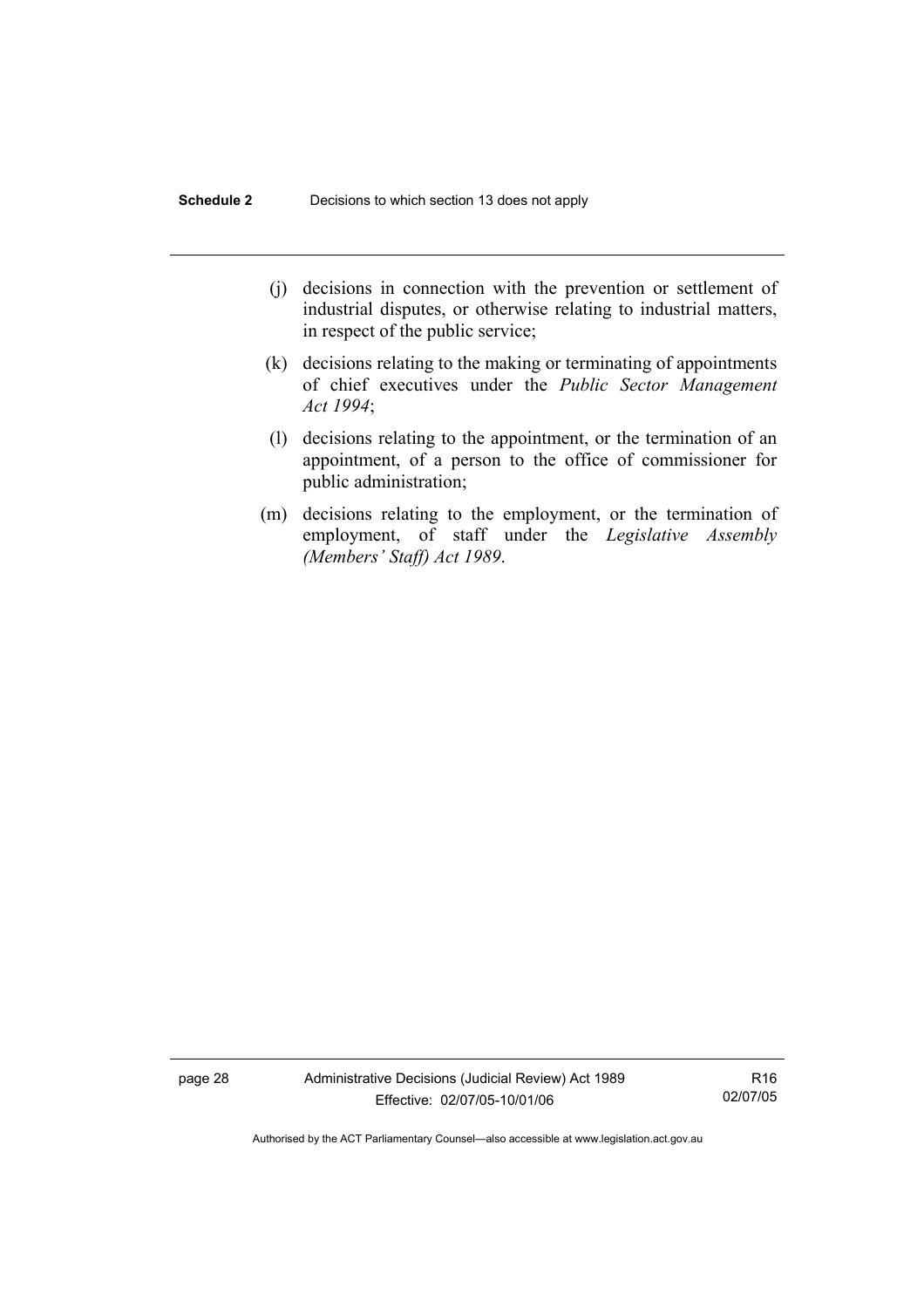(j) decisions in connection with the prevention or settlement of industrial disputes, or otherwise relating to industrial matters, in respect of the public service;

(k) decisions relating to the making or terminating of appointments of chief executives under the *Public Sector Management Act 1994*;

(l) decisions relating to the appointment, or the termination of an appointment, of a person to the office of commissioner for public administration;

(m) decisions relating to the employment, or the termination of employment, of staff under the *Legislative Assembly (Members' Staff) Act 1989*.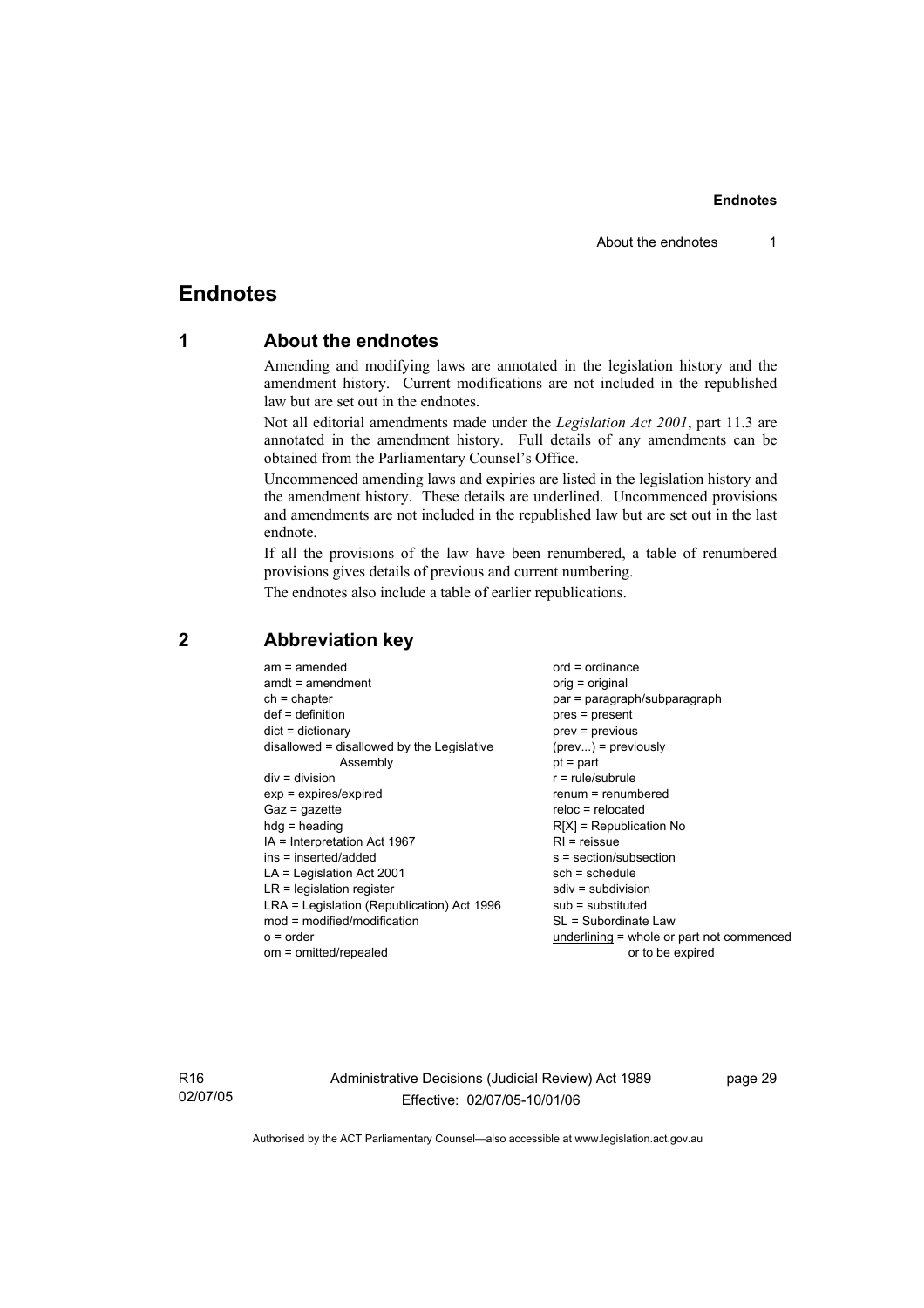# Endnotes

## 1 About the endnotes

Amending and modifying laws are annotated in the legislation history and the amendment history. Current modifications are not included in the republished law but are set out in the endnotes.

Not all editorial amendments made under the *Legislation Act 2001*, part 11.3 are annotated in the amendment history. Full details of any amendments can be obtained from the Parliamentary Counsel's Office.

Uncommenced amending laws and expiries are listed in the legislation history and the amendment history. These details are underlined. Uncommenced provisions and amendments are not included in the republished law but are set out in the last endnote.

If all the provisions of the law have been renumbered, a table of renumbered provisions gives details of previous and current numbering.

The endnotes also include a table of earlier republications.

## 2 Abbreviation key

am = amended
amdt = amendment
ch = chapter
def = definition
dict = dictionary
disallowed = disallowed by the Legislative Assembly
div = division
exp = expires/expired
Gaz = gazette
hdg = heading
IA = Interpretation Act 1967
ins = inserted/added
LA = Legislation Act 2001
LR = legislation register
LRA = Legislation (Republication) Act 1996
mod = modified/modification
o = order
om = omitted/repealed
ord = ordinance
orig = original
par = paragraph/subparagraph
pres = present
prev = previous
(prev...) = previously
pt = part
r = rule/subrule
renum = renumbered
reloc = relocated
R[X] = Republication No
RI = reissue
s = section/subsection
sch = schedule
sdiv = subdivision
sub = substituted
SL = Subordinate Law
<u>underlining</u> = whole or part not commenced or to be expired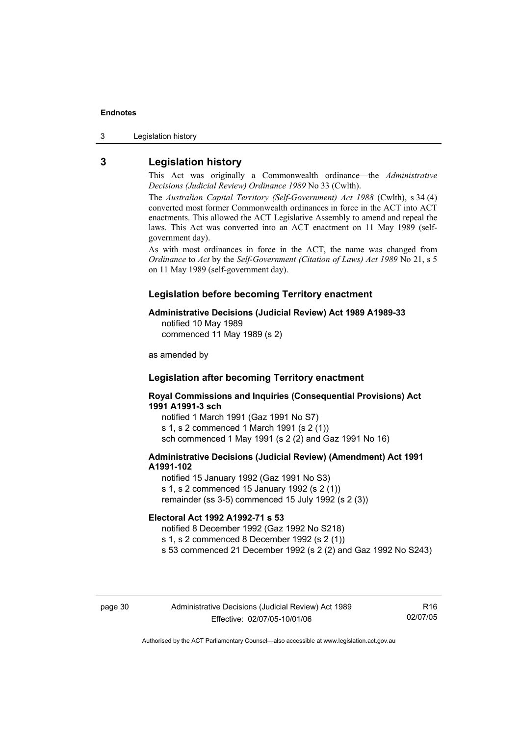## 3 Legislation history

This Act was originally a Commonwealth ordinance—the *Administrative Decisions (Judicial Review) Ordinance 1989* No 33 (Cwlth).

The *Australian Capital Territory (Self-Government) Act 1988* (Cwlth), s 34 (4) converted most former Commonwealth ordinances in force in the ACT into ACT enactments. This allowed the ACT Legislative Assembly to amend and repeal the laws. This Act was converted into an ACT enactment on 11 May 1989 (self-government day).

As with most ordinances in force in the ACT, the name was changed from *Ordinance* to *Act* by the *Self-Government (Citation of Laws) Act 1989* No 21, s 5 on 11 May 1989 (self-government day).

### Legislation before becoming Territory enactment

**Administrative Decisions (Judicial Review) Act 1989 A1989-33**
notified 10 May 1989
commenced 11 May 1989 (s 2)

as amended by

### Legislation after becoming Territory enactment

**Royal Commissions and Inquiries (Consequential Provisions) Act 1991 A1991-3 sch**
notified 1 March 1991 (Gaz 1991 No S7)
s 1, s 2 commenced 1 March 1991 (s 2 (1))
sch commenced 1 May 1991 (s 2 (2) and Gaz 1991 No 16)

**Administrative Decisions (Judicial Review) (Amendment) Act 1991 A1991-102**
notified 15 January 1992 (Gaz 1991 No S3)
s 1, s 2 commenced 15 January 1992 (s 2 (1))
remainder (ss 3-5) commenced 15 July 1992 (s 2 (3))

**Electoral Act 1992 A1992-71 s 53**
notified 8 December 1992 (Gaz 1992 No S218)
s 1, s 2 commenced 8 December 1992 (s 2 (1))
s 53 commenced 21 December 1992 (s 2 (2) and Gaz 1992 No S243)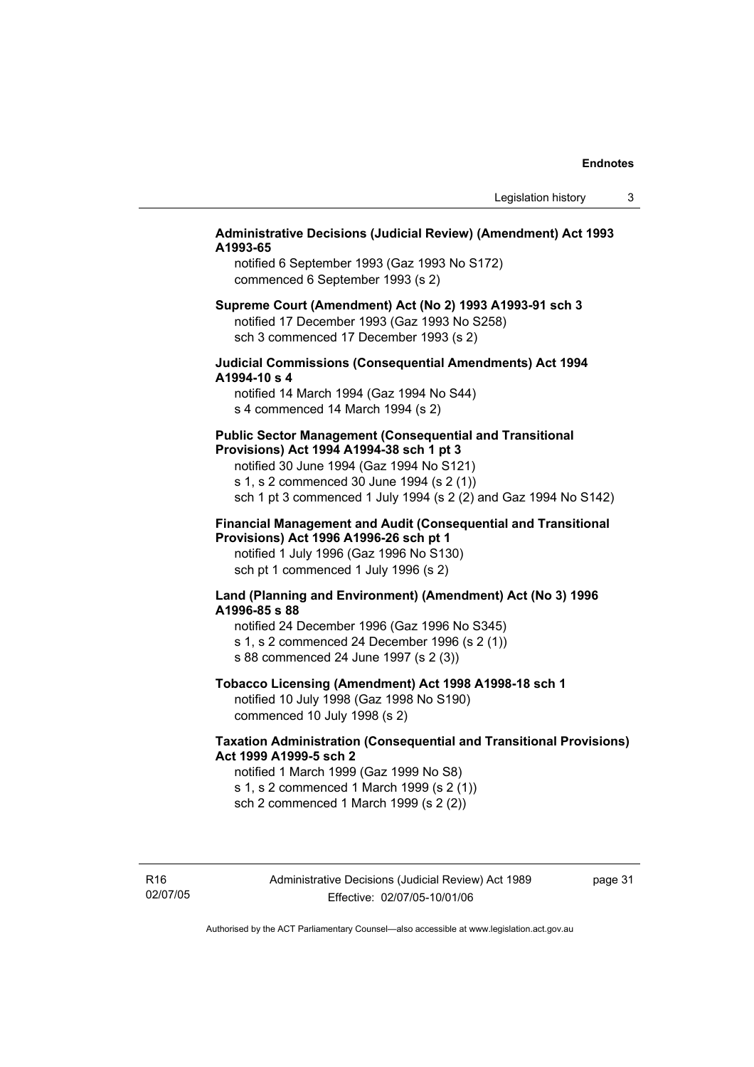**Administrative Decisions (Judicial Review) (Amendment) Act 1993 A1993-65**

notified 6 September 1993 (Gaz 1993 No S172)
commenced 6 September 1993 (s 2)

**Supreme Court (Amendment) Act (No 2) 1993 A1993-91 sch 3**

notified 17 December 1993 (Gaz 1993 No S258)
sch 3 commenced 17 December 1993 (s 2)

**Judicial Commissions (Consequential Amendments) Act 1994 A1994-10 s 4**

notified 14 March 1994 (Gaz 1994 No S44)
s 4 commenced 14 March 1994 (s 2)

**Public Sector Management (Consequential and Transitional Provisions) Act 1994 A1994-38 sch 1 pt 3**

notified 30 June 1994 (Gaz 1994 No S121)
s 1, s 2 commenced 30 June 1994 (s 2 (1))
sch 1 pt 3 commenced 1 July 1994 (s 2 (2) and Gaz 1994 No S142)

**Financial Management and Audit (Consequential and Transitional Provisions) Act 1996 A1996-26 sch pt 1**

notified 1 July 1996 (Gaz 1996 No S130)
sch pt 1 commenced 1 July 1996 (s 2)

**Land (Planning and Environment) (Amendment) Act (No 3) 1996 A1996-85 s 88**

notified 24 December 1996 (Gaz 1996 No S345)
s 1, s 2 commenced 24 December 1996 (s 2 (1))
s 88 commenced 24 June 1997 (s 2 (3))

**Tobacco Licensing (Amendment) Act 1998 A1998-18 sch 1**

notified 10 July 1998 (Gaz 1998 No S190)
commenced 10 July 1998 (s 2)

**Taxation Administration (Consequential and Transitional Provisions) Act 1999 A1999-5 sch 2**

notified 1 March 1999 (Gaz 1999 No S8)
s 1, s 2 commenced 1 March 1999 (s 2 (1))
sch 2 commenced 1 March 1999 (s 2 (2))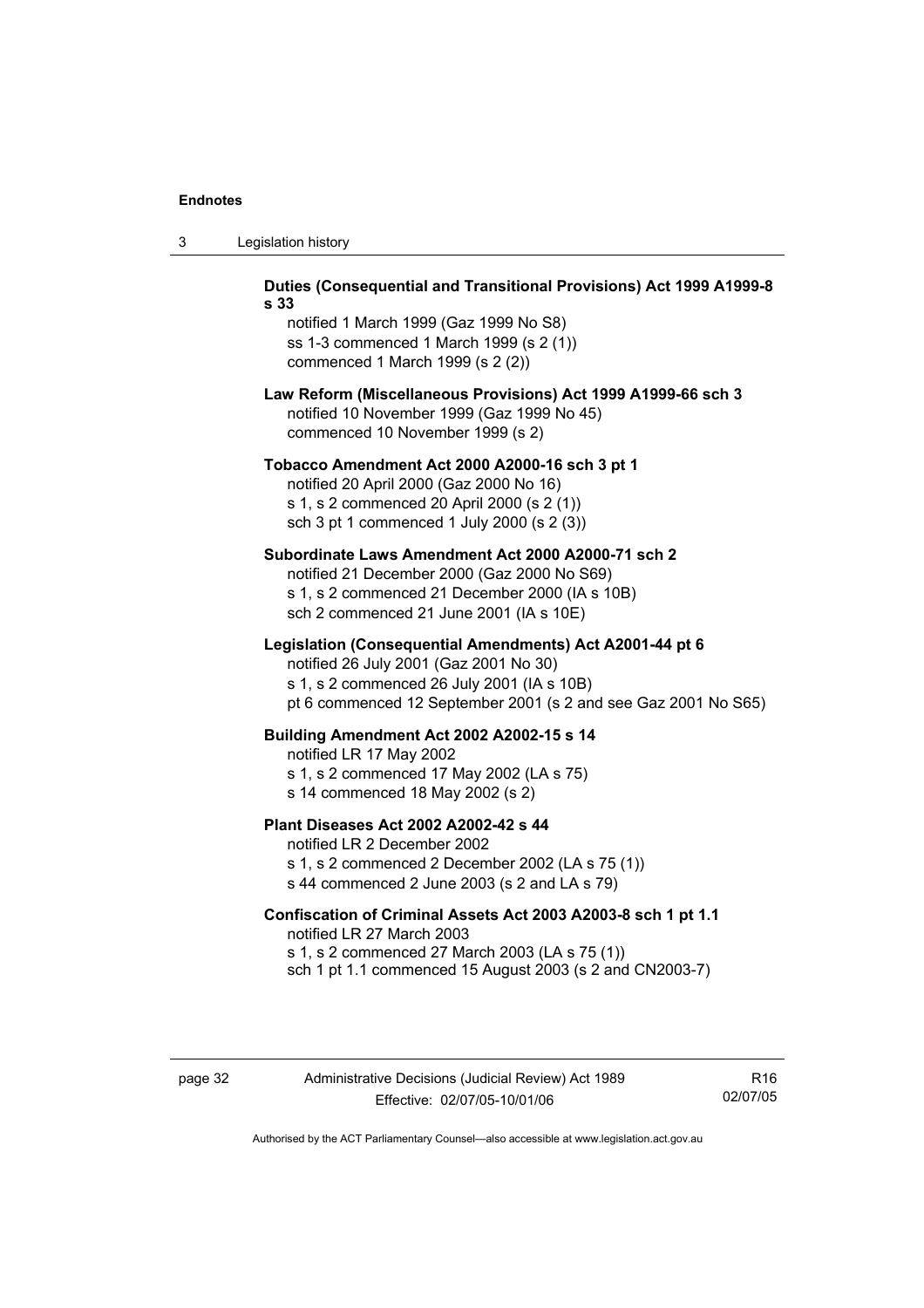**Duties (Consequential and Transitional Provisions) Act 1999 A1999-8 s 33**

notified 1 March 1999 (Gaz 1999 No S8)
ss 1-3 commenced 1 March 1999 (s 2 (1))
commenced 1 March 1999 (s 2 (2))

**Law Reform (Miscellaneous Provisions) Act 1999 A1999-66 sch 3**

notified 10 November 1999 (Gaz 1999 No 45)
commenced 10 November 1999 (s 2)

**Tobacco Amendment Act 2000 A2000-16 sch 3 pt 1**

notified 20 April 2000 (Gaz 2000 No 16)
s 1, s 2 commenced 20 April 2000 (s 2 (1))
sch 3 pt 1 commenced 1 July 2000 (s 2 (3))

**Subordinate Laws Amendment Act 2000 A2000-71 sch 2**

notified 21 December 2000 (Gaz 2000 No S69)
s 1, s 2 commenced 21 December 2000 (IA s 10B)
sch 2 commenced 21 June 2001 (IA s 10E)

**Legislation (Consequential Amendments) Act A2001-44 pt 6**

notified 26 July 2001 (Gaz 2001 No 30)
s 1, s 2 commenced 26 July 2001 (IA s 10B)
pt 6 commenced 12 September 2001 (s 2 and see Gaz 2001 No S65)

**Building Amendment Act 2002 A2002-15 s 14**

notified LR 17 May 2002
s 1, s 2 commenced 17 May 2002 (LA s 75)
s 14 commenced 18 May 2002 (s 2)

**Plant Diseases Act 2002 A2002-42 s 44**

notified LR 2 December 2002
s 1, s 2 commenced 2 December 2002 (LA s 75 (1))
s 44 commenced 2 June 2003 (s 2 and LA s 79)

**Confiscation of Criminal Assets Act 2003 A2003-8 sch 1 pt 1.1**

notified LR 27 March 2003
s 1, s 2 commenced 27 March 2003 (LA s 75 (1))
sch 1 pt 1.1 commenced 15 August 2003 (s 2 and CN2003-7)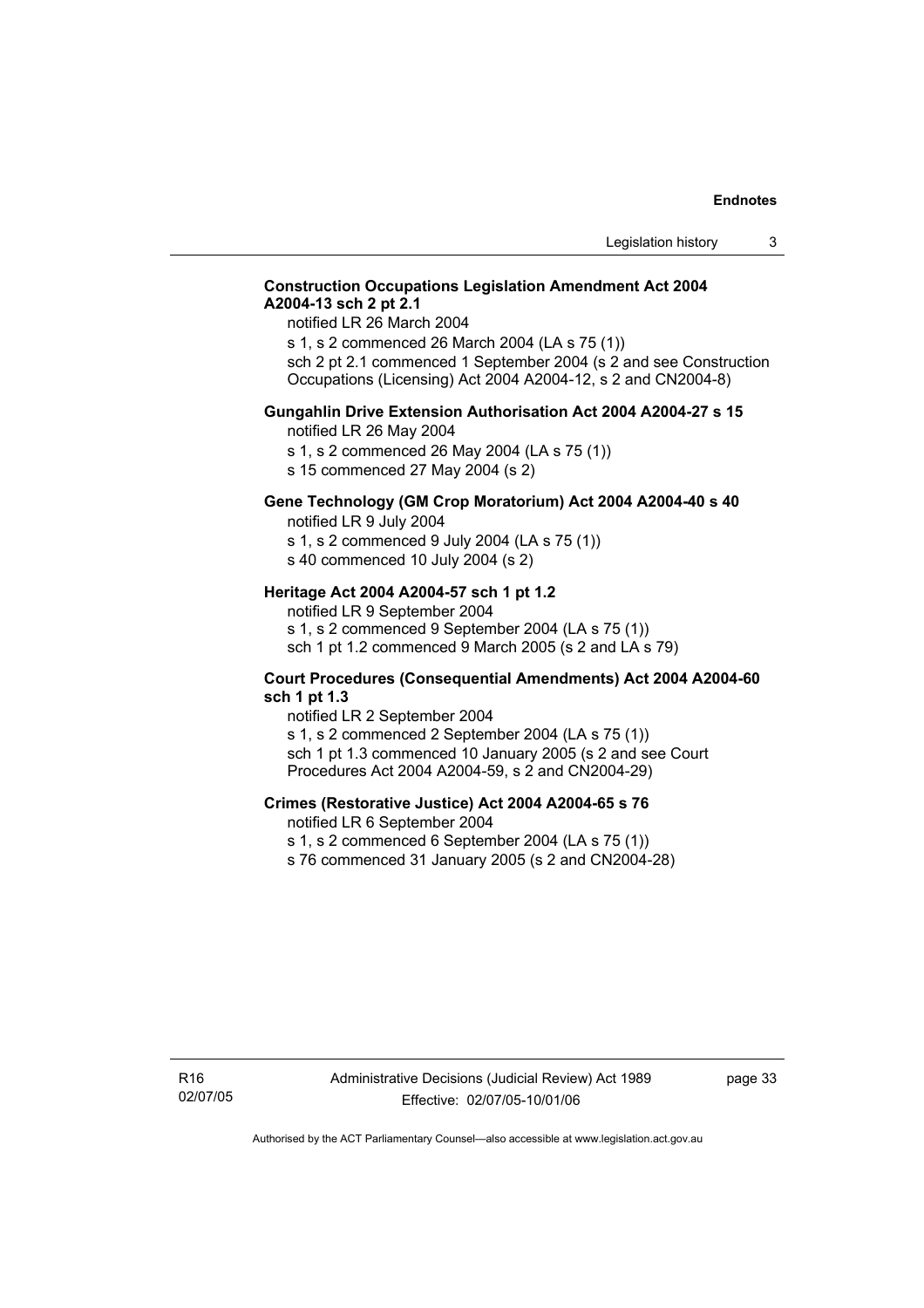**Construction Occupations Legislation Amendment Act 2004 A2004-13 sch 2 pt 2.1**

notified LR 26 March 2004

s 1, s 2 commenced 26 March 2004 (LA s 75 (1))

sch 2 pt 2.1 commenced 1 September 2004 (s 2 and see Construction Occupations (Licensing) Act 2004 A2004-12, s 2 and CN2004-8)

**Gungahlin Drive Extension Authorisation Act 2004 A2004-27 s 15**

notified LR 26 May 2004

s 1, s 2 commenced 26 May 2004 (LA s 75 (1))

s 15 commenced 27 May 2004 (s 2)

**Gene Technology (GM Crop Moratorium) Act 2004 A2004-40 s 40**

notified LR 9 July 2004

s 1, s 2 commenced 9 July 2004 (LA s 75 (1))

s 40 commenced 10 July 2004 (s 2)

**Heritage Act 2004 A2004-57 sch 1 pt 1.2**

notified LR 9 September 2004

s 1, s 2 commenced 9 September 2004 (LA s 75 (1))

sch 1 pt 1.2 commenced 9 March 2005 (s 2 and LA s 79)

**Court Procedures (Consequential Amendments) Act 2004 A2004-60 sch 1 pt 1.3**

notified LR 2 September 2004

s 1, s 2 commenced 2 September 2004 (LA s 75 (1))

sch 1 pt 1.3 commenced 10 January 2005 (s 2 and see Court Procedures Act 2004 A2004-59, s 2 and CN2004-29)

**Crimes (Restorative Justice) Act 2004 A2004-65 s 76**

notified LR 6 September 2004

s 1, s 2 commenced 6 September 2004 (LA s 75 (1))

s 76 commenced 31 January 2005 (s 2 and CN2004-28)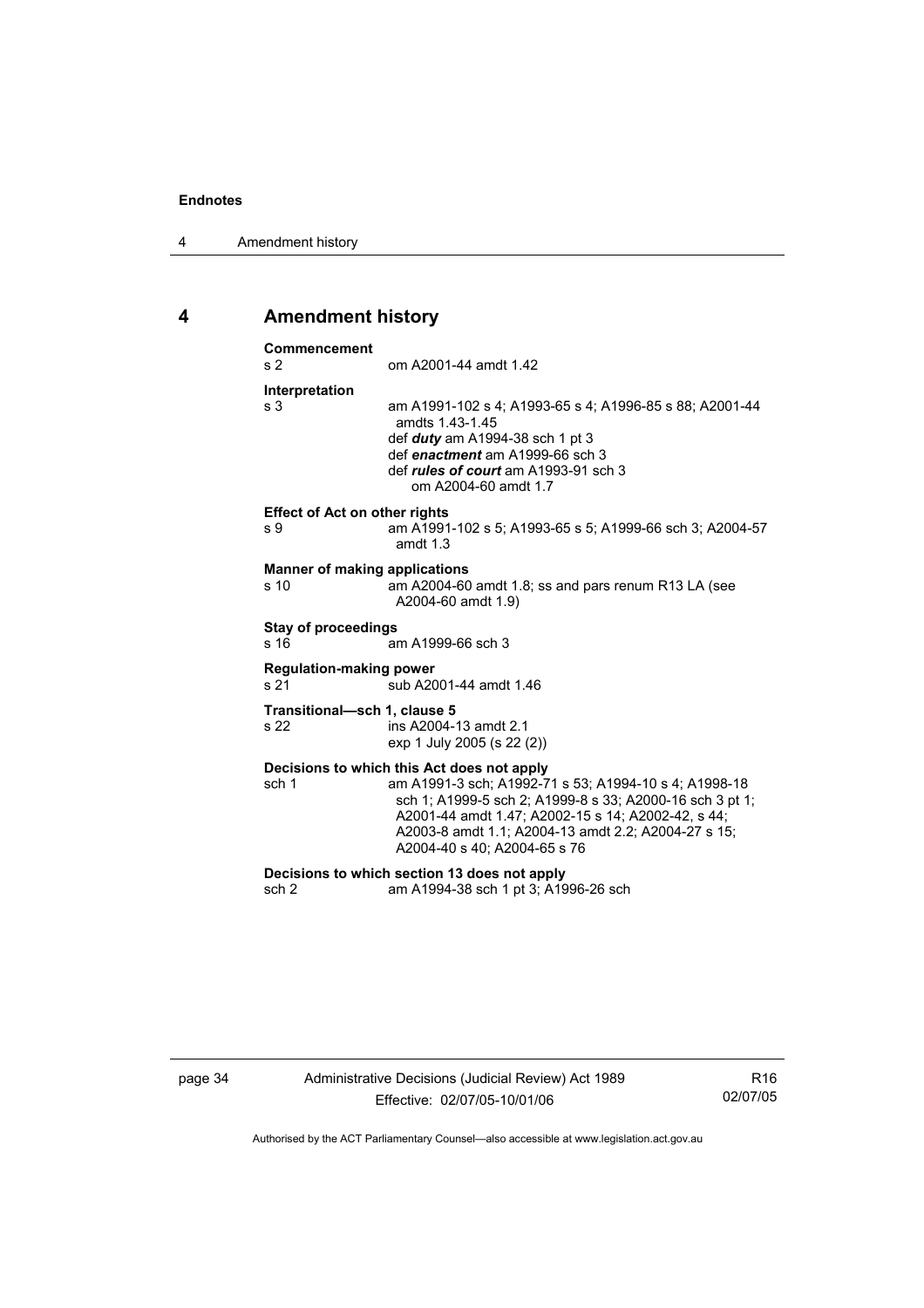## 4 Amendment history

**Commencement**
s 2 om A2001-44 amdt 1.42

**Interpretation**
s 3 am A1991-102 s 4; A1993-65 s 4; A1996-85 s 88; A2001-44 amdts 1.43-1.45
def ***duty*** am A1994-38 sch 1 pt 3
def ***enactment*** am A1999-66 sch 3
def ***rules of court*** am A1993-91 sch 3
om A2004-60 amdt 1.7

**Effect of Act on other rights**
s 9 am A1991-102 s 5; A1993-65 s 5; A1999-66 sch 3; A2004-57 amdt 1.3

**Manner of making applications**
s 10 am A2004-60 amdt 1.8; ss and pars renum R13 LA (see A2004-60 amdt 1.9)

**Stay of proceedings**
s 16 am A1999-66 sch 3

**Regulation-making power**
s 21 sub A2001-44 amdt 1.46

**Transitional—sch 1, clause 5**
s 22 ins A2004-13 amdt 2.1
exp 1 July 2005 (s 22 (2))

**Decisions to which this Act does not apply**
sch 1 am A1991-3 sch; A1992-71 s 53; A1994-10 s 4; A1998-18 sch 1; A1999-5 sch 2; A1999-8 s 33; A2000-16 sch 3 pt 1; A2001-44 amdt 1.47; A2002-15 s 14; A2002-42, s 44; A2003-8 amdt 1.1; A2004-13 amdt 2.2; A2004-27 s 15; A2004-40 s 40; A2004-65 s 76

**Decisions to which section 13 does not apply**
sch 2 am A1994-38 sch 1 pt 3; A1996-26 sch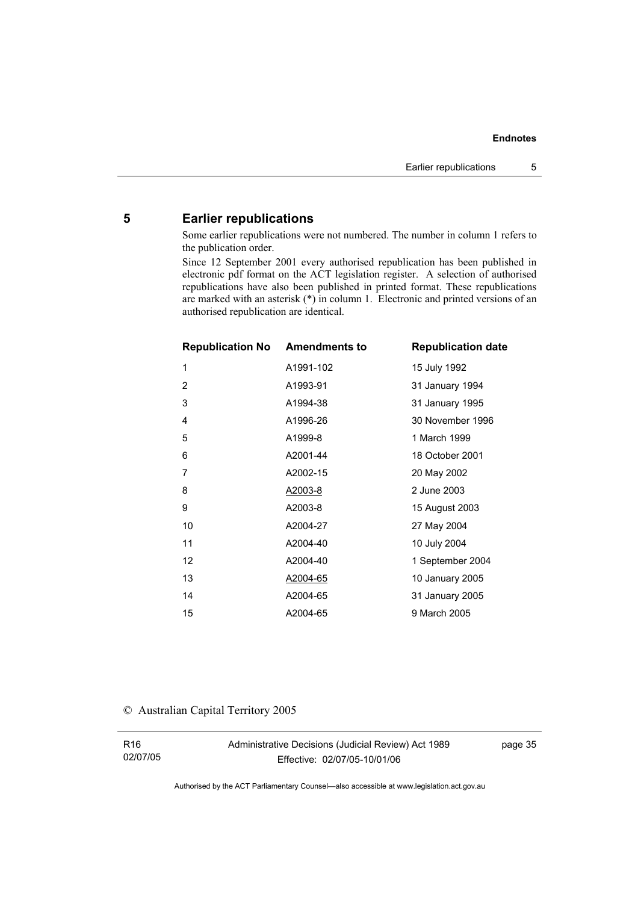## 5 Earlier republications

Some earlier republications were not numbered. The number in column 1 refers to the publication order.

Since 12 September 2001 every authorised republication has been published in electronic pdf format on the ACT legislation register. A selection of authorised republications have also been published in printed format. These republications are marked with an asterisk (*) in column 1. Electronic and printed versions of an authorised republication are identical.

| Republication No | Amendments to | Republication date |
| --- | --- | --- |
| 1 | A1991-102 | 15 July 1992 |
| 2 | A1993-91 | 31 January 1994 |
| 3 | A1994-38 | 31 January 1995 |
| 4 | A1996-26 | 30 November 1996 |
| 5 | A1999-8 | 1 March 1999 |
| 6 | A2001-44 | 18 October 2001 |
| 7 | A2002-15 | 20 May 2002 |
| 8 | A2003-8 | 2 June 2003 |
| 9 | A2003-8 | 15 August 2003 |
| 10 | A2004-27 | 27 May 2004 |
| 11 | A2004-40 | 10 July 2004 |
| 12 | A2004-40 | 1 September 2004 |
| 13 | A2004-65 | 10 January 2005 |
| 14 | A2004-65 | 31 January 2005 |
| 15 | A2004-65 | 9 March 2005 |

© Australian Capital Territory 2005